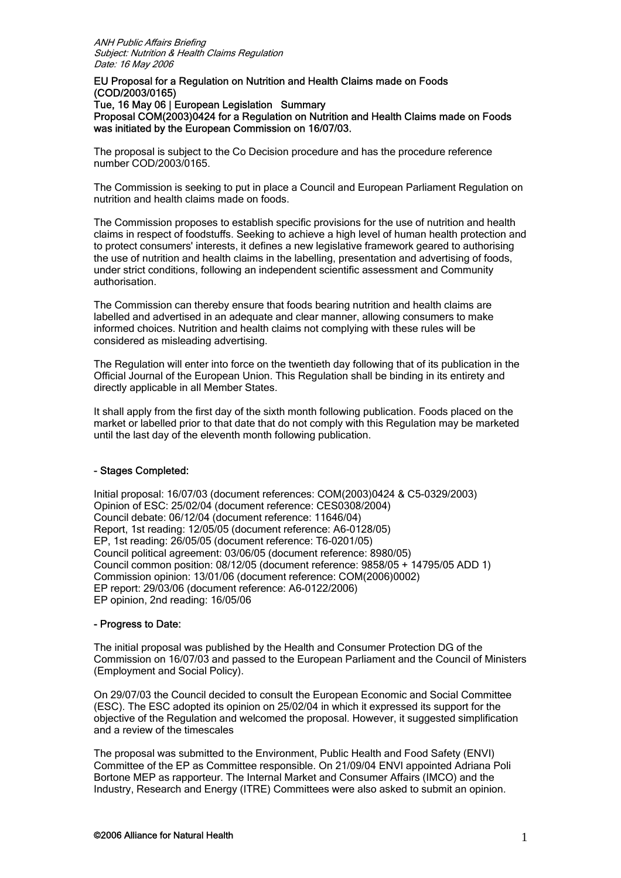*ANH Public Affairs Briefing*
*Subject: Nutrition & Health Claims Regulation*
*Date: 16 May 2006*

**EU Proposal for a Regulation on Nutrition and Health Claims made on Foods (COD/2003/0165)**
**Tue, 16 May 06 | European Legislation Summary**
**Proposal COM(2003)0424 for a Regulation on Nutrition and Health Claims made on Foods was initiated by the European Commission on 16/07/03.**

The proposal is subject to the Co Decision procedure and has the procedure reference number COD/2003/0165.

The Commission is seeking to put in place a Council and European Parliament Regulation on nutrition and health claims made on foods.

The Commission proposes to establish specific provisions for the use of nutrition and health claims in respect of foodstuffs. Seeking to achieve a high level of human health protection and to protect consumers' interests, it defines a new legislative framework geared to authorising the use of nutrition and health claims in the labelling, presentation and advertising of foods, under strict conditions, following an independent scientific assessment and Community authorisation.

The Commission can thereby ensure that foods bearing nutrition and health claims are labelled and advertised in an adequate and clear manner, allowing consumers to make informed choices. Nutrition and health claims not complying with these rules will be considered as misleading advertising.

The Regulation will enter into force on the twentieth day following that of its publication in the Official Journal of the European Union. This Regulation shall be binding in its entirety and directly applicable in all Member States.

It shall apply from the first day of the sixth month following publication. Foods placed on the market or labelled prior to that date that do not comply with this Regulation may be marketed until the last day of the eleventh month following publication.

**- Stages Completed:**

Initial proposal: 16/07/03 (document references: COM(2003)0424 & C5-0329/2003)
Opinion of ESC: 25/02/04 (document reference: CES0308/2004)
Council debate: 06/12/04 (document reference: 11646/04)
Report, 1st reading: 12/05/05 (document reference: A6-0128/05)
EP, 1st reading: 26/05/05 (document reference: T6-0201/05)
Council political agreement: 03/06/05 (document reference: 8980/05)
Council common position: 08/12/05 (document reference: 9858/05 + 14795/05 ADD 1)
Commission opinion: 13/01/06 (document reference: COM(2006)0002)
EP report: 29/03/06 (document reference: A6-0122/2006)
EP opinion, 2nd reading: 16/05/06

**- Progress to Date:**

The initial proposal was published by the Health and Consumer Protection DG of the Commission on 16/07/03 and passed to the European Parliament and the Council of Ministers (Employment and Social Policy).

On 29/07/03 the Council decided to consult the European Economic and Social Committee (ESC). The ESC adopted its opinion on 25/02/04 in which it expressed its support for the objective of the Regulation and welcomed the proposal. However, it suggested simplification and a review of the timescales

The proposal was submitted to the Environment, Public Health and Food Safety (ENVI) Committee of the EP as Committee responsible. On 21/09/04 ENVI appointed Adriana Poli Bortone MEP as rapporteur. The Internal Market and Consumer Affairs (IMCO) and the Industry, Research and Energy (ITRE) Committees were also asked to submit an opinion.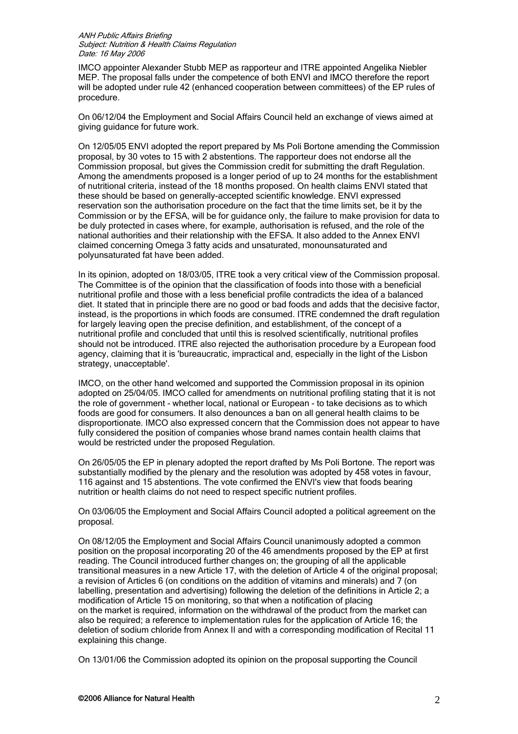IMCO appointer Alexander Stubb MEP as rapporteur and ITRE appointed Angelika Niebler MEP. The proposal falls under the competence of both ENVI and IMCO therefore the report will be adopted under rule 42 (enhanced cooperation between committees) of the EP rules of procedure.

On 06/12/04 the Employment and Social Affairs Council held an exchange of views aimed at giving guidance for future work.

On 12/05/05 ENVI adopted the report prepared by Ms Poli Bortone amending the Commission proposal, by 30 votes to 15 with 2 abstentions. The rapporteur does not endorse all the Commission proposal, but gives the Commission credit for submitting the draft Regulation. Among the amendments proposed is a longer period of up to 24 months for the establishment of nutritional criteria, instead of the 18 months proposed. On health claims ENVI stated that these should be based on generally-accepted scientific knowledge. ENVI expressed reservation son the authorisation procedure on the fact that the time limits set, be it by the Commission or by the EFSA, will be for guidance only, the failure to make provision for data to be duly protected in cases where, for example, authorisation is refused, and the role of the national authorities and their relationship with the EFSA. It also added to the Annex ENVI claimed concerning Omega 3 fatty acids and unsaturated, monounsaturated and polyunsaturated fat have been added.

In its opinion, adopted on 18/03/05, ITRE took a very critical view of the Commission proposal. The Committee is of the opinion that the classification of foods into those with a beneficial nutritional profile and those with a less beneficial profile contradicts the idea of a balanced diet. It stated that in principle there are no good or bad foods and adds that the decisive factor, instead, is the proportions in which foods are consumed. ITRE condemned the draft regulation for largely leaving open the precise definition, and establishment, of the concept of a nutritional profile and concluded that until this is resolved scientifically, nutritional profiles should not be introduced. ITRE also rejected the authorisation procedure by a European food agency, claiming that it is 'bureaucratic, impractical and, especially in the light of the Lisbon strategy, unacceptable'.

IMCO, on the other hand welcomed and supported the Commission proposal in its opinion adopted on 25/04/05. IMCO called for amendments on nutritional profiling stating that it is not the role of government - whether local, national or European - to take decisions as to which foods are good for consumers. It also denounces a ban on all general health claims to be disproportionate. IMCO also expressed concern that the Commission does not appear to have fully considered the position of companies whose brand names contain health claims that would be restricted under the proposed Regulation.

On 26/05/05 the EP in plenary adopted the report drafted by Ms Poli Bortone. The report was substantially modified by the plenary and the resolution was adopted by 458 votes in favour, 116 against and 15 abstentions. The vote confirmed the ENVI's view that foods bearing nutrition or health claims do not need to respect specific nutrient profiles.

On 03/06/05 the Employment and Social Affairs Council adopted a political agreement on the proposal.

On 08/12/05 the Employment and Social Affairs Council unanimously adopted a common position on the proposal incorporating 20 of the 46 amendments proposed by the EP at first reading. The Council introduced further changes on; the grouping of all the applicable transitional measures in a new Article 17, with the deletion of Article 4 of the original proposal; a revision of Articles 6 (on conditions on the addition of vitamins and minerals) and 7 (on labelling, presentation and advertising) following the deletion of the definitions in Article 2; a modification of Article 15 on monitoring, so that when a notification of placing on the market is required, information on the withdrawal of the product from the market can also be required; a reference to implementation rules for the application of Article 16; the deletion of sodium chloride from Annex II and with a corresponding modification of Recital 11 explaining this change.

On 13/01/06 the Commission adopted its opinion on the proposal supporting the Council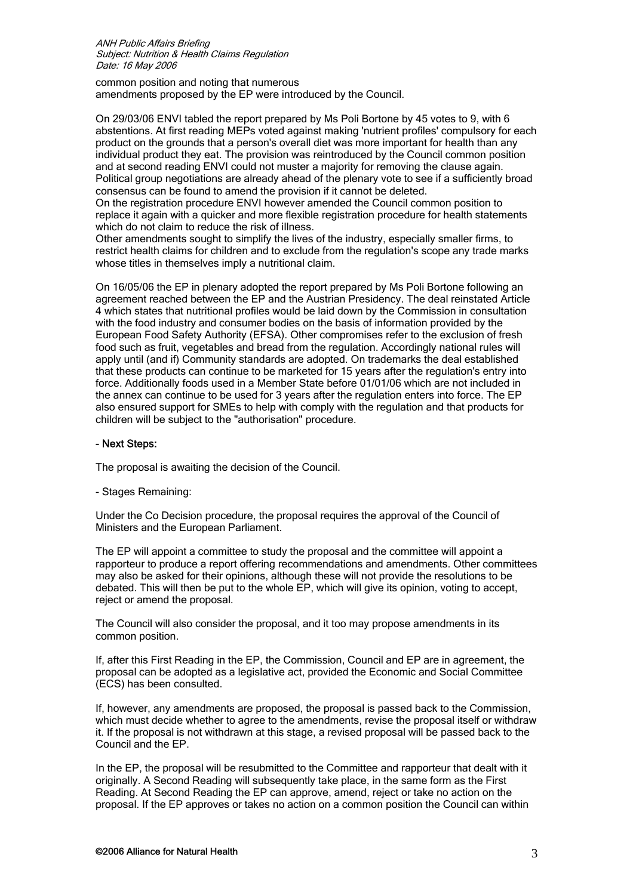common position and noting that numerous amendments proposed by the EP were introduced by the Council.

On 29/03/06 ENVI tabled the report prepared by Ms Poli Bortone by 45 votes to 9, with 6 abstentions. At first reading MEPs voted against making 'nutrient profiles' compulsory for each product on the grounds that a person's overall diet was more important for health than any individual product they eat. The provision was reintroduced by the Council common position and at second reading ENVI could not muster a majority for removing the clause again. Political group negotiations are already ahead of the plenary vote to see if a sufficiently broad consensus can be found to amend the provision if it cannot be deleted.
On the registration procedure ENVI however amended the Council common position to replace it again with a quicker and more flexible registration procedure for health statements which do not claim to reduce the risk of illness.
Other amendments sought to simplify the lives of the industry, especially smaller firms, to restrict health claims for children and to exclude from the regulation's scope any trade marks whose titles in themselves imply a nutritional claim.

On 16/05/06 the EP in plenary adopted the report prepared by Ms Poli Bortone following an agreement reached between the EP and the Austrian Presidency. The deal reinstated Article 4 which states that nutritional profiles would be laid down by the Commission in consultation with the food industry and consumer bodies on the basis of information provided by the European Food Safety Authority (EFSA). Other compromises refer to the exclusion of fresh food such as fruit, vegetables and bread from the regulation. Accordingly national rules will apply until (and if) Community standards are adopted. On trademarks the deal established that these products can continue to be marketed for 15 years after the regulation's entry into force. Additionally foods used in a Member State before 01/01/06 which are not included in the annex can continue to be used for 3 years after the regulation enters into force. The EP also ensured support for SMEs to help with comply with the regulation and that products for children will be subject to the "authorisation" procedure.

**- Next Steps:**

The proposal is awaiting the decision of the Council.

- Stages Remaining:

Under the Co Decision procedure, the proposal requires the approval of the Council of Ministers and the European Parliament.

The EP will appoint a committee to study the proposal and the committee will appoint a rapporteur to produce a report offering recommendations and amendments. Other committees may also be asked for their opinions, although these will not provide the resolutions to be debated. This will then be put to the whole EP, which will give its opinion, voting to accept, reject or amend the proposal.

The Council will also consider the proposal, and it too may propose amendments in its common position.

If, after this First Reading in the EP, the Commission, Council and EP are in agreement, the proposal can be adopted as a legislative act, provided the Economic and Social Committee (ECS) has been consulted.

If, however, any amendments are proposed, the proposal is passed back to the Commission, which must decide whether to agree to the amendments, revise the proposal itself or withdraw it. If the proposal is not withdrawn at this stage, a revised proposal will be passed back to the Council and the EP.

In the EP, the proposal will be resubmitted to the Committee and rapporteur that dealt with it originally. A Second Reading will subsequently take place, in the same form as the First Reading. At Second Reading the EP can approve, amend, reject or take no action on the proposal. If the EP approves or takes no action on a common position the Council can within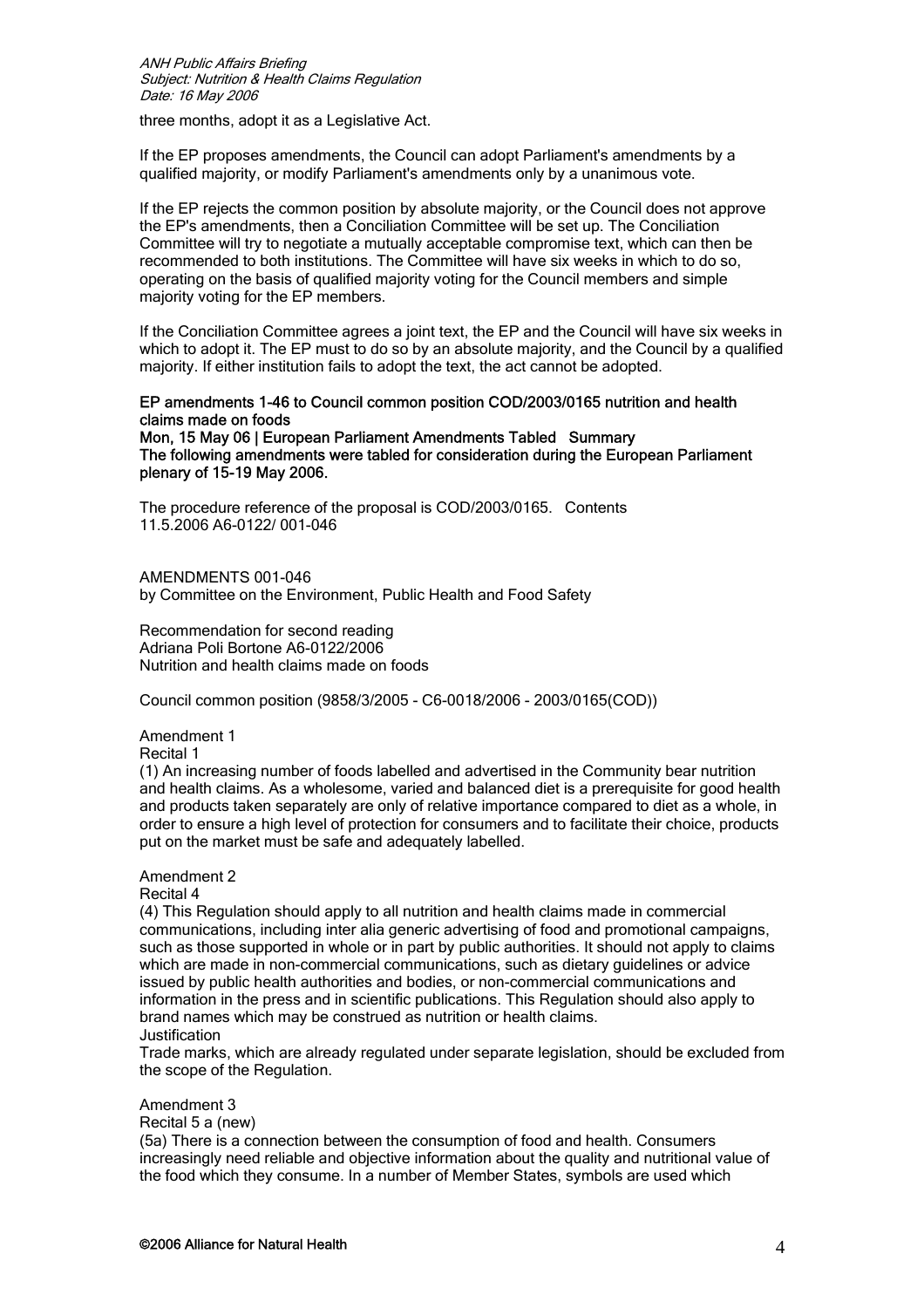three months, adopt it as a Legislative Act.

If the EP proposes amendments, the Council can adopt Parliament's amendments by a qualified majority, or modify Parliament's amendments only by a unanimous vote.

If the EP rejects the common position by absolute majority, or the Council does not approve the EP's amendments, then a Conciliation Committee will be set up. The Conciliation Committee will try to negotiate a mutually acceptable compromise text, which can then be recommended to both institutions. The Committee will have six weeks in which to do so, operating on the basis of qualified majority voting for the Council members and simple majority voting for the EP members.

If the Conciliation Committee agrees a joint text, the EP and the Council will have six weeks in which to adopt it. The EP must to do so by an absolute majority, and the Council by a qualified majority. If either institution fails to adopt the text, the act cannot be adopted.

**EP amendments 1-46 to Council common position COD/2003/0165 nutrition and health claims made on foods**
**Mon, 15 May 06 | European Parliament Amendments Tabled Summary**
**The following amendments were tabled for consideration during the European Parliament plenary of 15-19 May 2006.**

The procedure reference of the proposal is COD/2003/0165. Contents
11.5.2006 A6-0122/ 001-046

AMENDMENTS 001-046
by Committee on the Environment, Public Health and Food Safety

Recommendation for second reading
Adriana Poli Bortone A6-0122/2006
Nutrition and health claims made on foods

Council common position (9858/3/2005 – C6-0018/2006 – 2003/0165(COD))

Amendment 1
Recital 1
(1) An increasing number of foods labelled and advertised in the Community bear nutrition and health claims. As a wholesome, varied and balanced diet is a prerequisite for good health and products taken separately are only of relative importance compared to diet as a whole, in order to ensure a high level of protection for consumers and to facilitate their choice, products put on the market must be safe and adequately labelled.

Amendment 2
Recital 4
(4) This Regulation should apply to all nutrition and health claims made in commercial communications, including inter alia generic advertising of food and promotional campaigns, such as those supported in whole or in part by public authorities. It should not apply to claims which are made in non-commercial communications, such as dietary guidelines or advice issued by public health authorities and bodies, or non-commercial communications and information in the press and in scientific publications. This Regulation should also apply to brand names which may be construed as nutrition or health claims.
Justification
Trade marks, which are already regulated under separate legislation, should be excluded from the scope of the Regulation.

Amendment 3
Recital 5 a (new)
(5a) There is a connection between the consumption of food and health. Consumers increasingly need reliable and objective information about the quality and nutritional value of the food which they consume. In a number of Member States, symbols are used which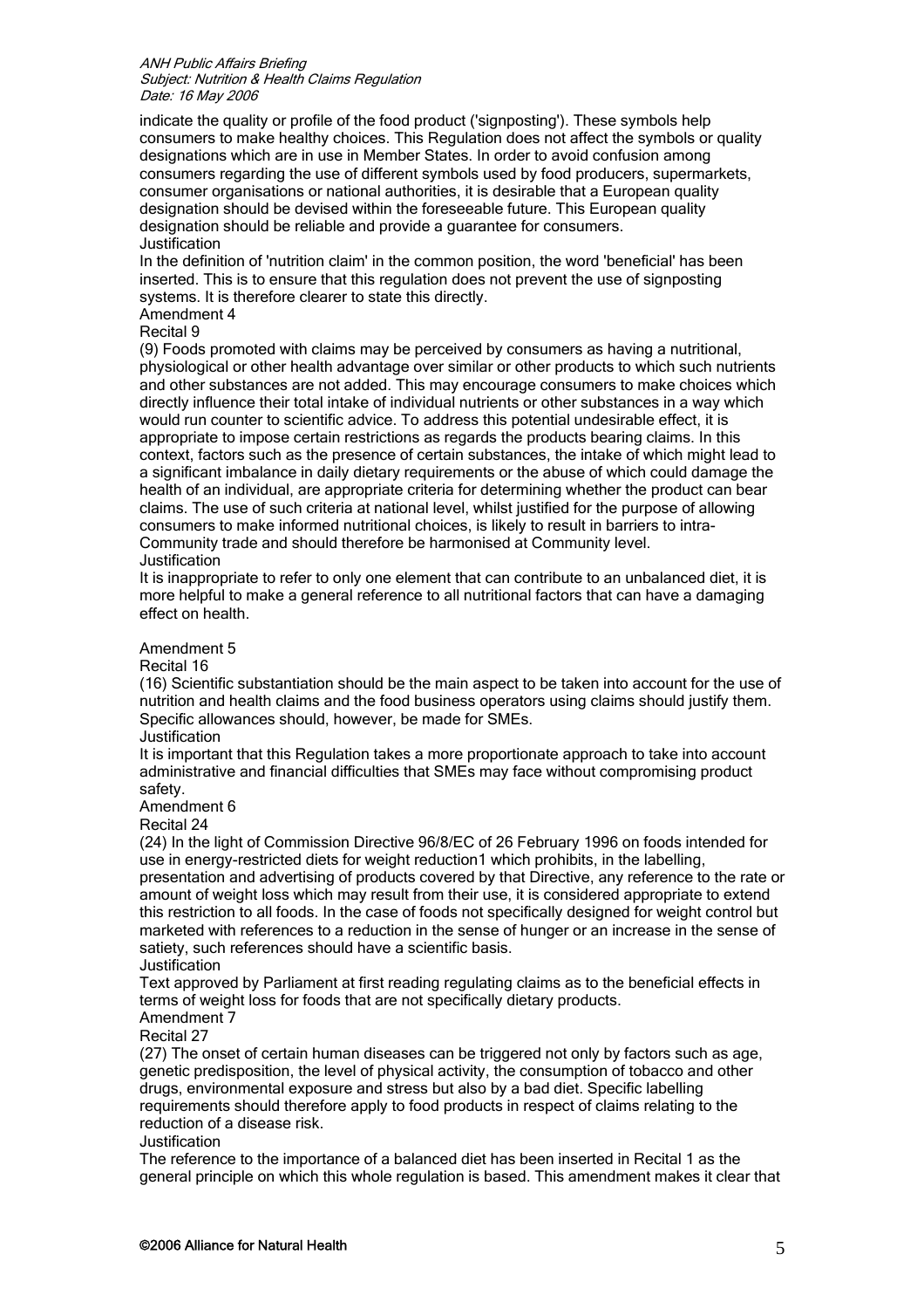indicate the quality or profile of the food product ('signposting'). These symbols help consumers to make healthy choices. This Regulation does not affect the symbols or quality designations which are in use in Member States. In order to avoid confusion among consumers regarding the use of different symbols used by food producers, supermarkets, consumer organisations or national authorities, it is desirable that a European quality designation should be devised within the foreseeable future. This European quality designation should be reliable and provide a guarantee for consumers.

Justification

In the definition of 'nutrition claim' in the common position, the word 'beneficial' has been inserted. This is to ensure that this regulation does not prevent the use of signposting systems. It is therefore clearer to state this directly.

Amendment 4

Recital 9

(9) Foods promoted with claims may be perceived by consumers as having a nutritional, physiological or other health advantage over similar or other products to which such nutrients and other substances are not added. This may encourage consumers to make choices which directly influence their total intake of individual nutrients or other substances in a way which would run counter to scientific advice. To address this potential undesirable effect, it is appropriate to impose certain restrictions as regards the products bearing claims. In this context, factors such as the presence of certain substances, the intake of which might lead to a significant imbalance in daily dietary requirements or the abuse of which could damage the health of an individual, are appropriate criteria for determining whether the product can bear claims. The use of such criteria at national level, whilst justified for the purpose of allowing consumers to make informed nutritional choices, is likely to result in barriers to intra-Community trade and should therefore be harmonised at Community level.

Justification

It is inappropriate to refer to only one element that can contribute to an unbalanced diet, it is more helpful to make a general reference to all nutritional factors that can have a damaging effect on health.

Amendment 5

Recital 16

(16) Scientific substantiation should be the main aspect to be taken into account for the use of nutrition and health claims and the food business operators using claims should justify them. Specific allowances should, however, be made for SMEs.

Justification

It is important that this Regulation takes a more proportionate approach to take into account administrative and financial difficulties that SMEs may face without compromising product safety.

Amendment 6

Recital 24

(24) In the light of Commission Directive 96/8/EC of 26 February 1996 on foods intended for use in energy-restricted diets for weight reduction1 which prohibits, in the labelling, presentation and advertising of products covered by that Directive, any reference to the rate or amount of weight loss which may result from their use, it is considered appropriate to extend this restriction to all foods. In the case of foods not specifically designed for weight control but marketed with references to a reduction in the sense of hunger or an increase in the sense of satiety, such references should have a scientific basis.

Justification

Text approved by Parliament at first reading regulating claims as to the beneficial effects in terms of weight loss for foods that are not specifically dietary products.

Amendment 7

Recital 27

(27) The onset of certain human diseases can be triggered not only by factors such as age, genetic predisposition, the level of physical activity, the consumption of tobacco and other drugs, environmental exposure and stress but also by a bad diet. Specific labelling requirements should therefore apply to food products in respect of claims relating to the reduction of a disease risk.

Justification

The reference to the importance of a balanced diet has been inserted in Recital 1 as the general principle on which this whole regulation is based. This amendment makes it clear that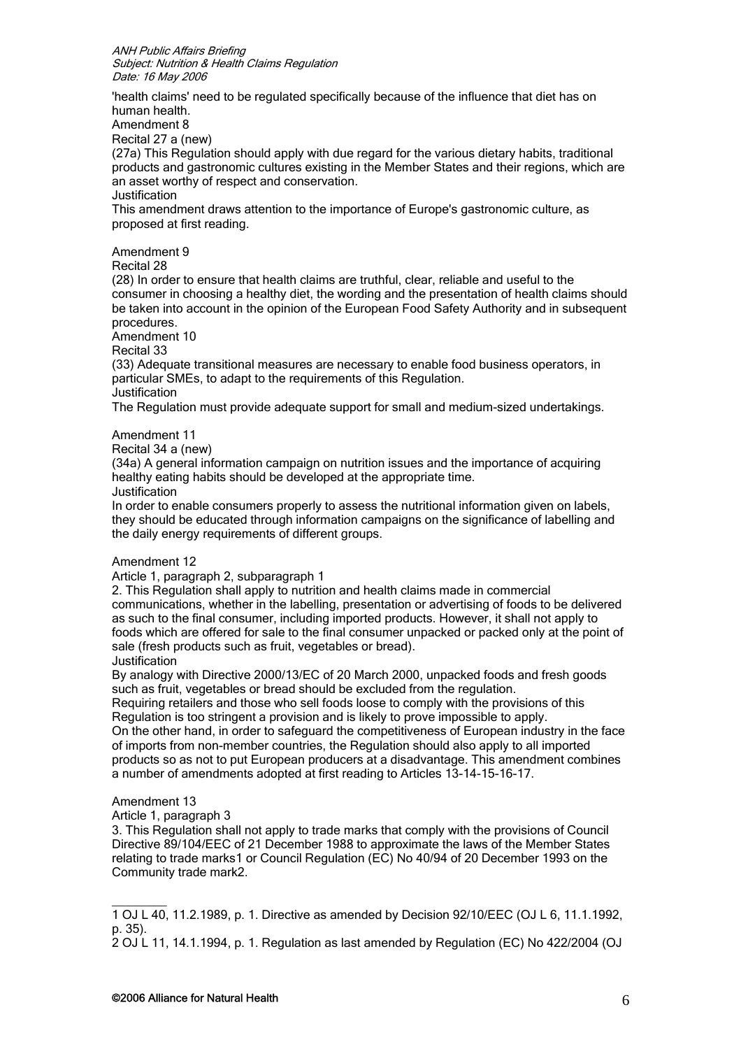'health claims' need to be regulated specifically because of the influence that diet has on human health.

Amendment 8

Recital 27 a (new)

(27a) This Regulation should apply with due regard for the various dietary habits, traditional products and gastronomic cultures existing in the Member States and their regions, which are an asset worthy of respect and conservation.

Justification

This amendment draws attention to the importance of Europe's gastronomic culture, as proposed at first reading.

Amendment 9

Recital 28

(28) In order to ensure that health claims are truthful, clear, reliable and useful to the consumer in choosing a healthy diet, the wording and the presentation of health claims should be taken into account in the opinion of the European Food Safety Authority and in subsequent procedures.

Amendment 10

Recital 33

(33) Adequate transitional measures are necessary to enable food business operators, in particular SMEs, to adapt to the requirements of this Regulation.

Justification

The Regulation must provide adequate support for small and medium-sized undertakings.

Amendment 11

Recital 34 a (new)

(34a) A general information campaign on nutrition issues and the importance of acquiring healthy eating habits should be developed at the appropriate time.

Justification

In order to enable consumers properly to assess the nutritional information given on labels, they should be educated through information campaigns on the significance of labelling and the daily energy requirements of different groups.

Amendment 12

Article 1, paragraph 2, subparagraph 1

2. This Regulation shall apply to nutrition and health claims made in commercial communications, whether in the labelling, presentation or advertising of foods to be delivered as such to the final consumer, including imported products. However, it shall not apply to foods which are offered for sale to the final consumer unpacked or packed only at the point of sale (fresh products such as fruit, vegetables or bread).

Justification

By analogy with Directive 2000/13/EC of 20 March 2000, unpacked foods and fresh goods such as fruit, vegetables or bread should be excluded from the regulation.

Requiring retailers and those who sell foods loose to comply with the provisions of this Regulation is too stringent a provision and is likely to prove impossible to apply.

On the other hand, in order to safeguard the competitiveness of European industry in the face of imports from non-member countries, the Regulation should also apply to all imported products so as not to put European producers at a disadvantage. This amendment combines a number of amendments adopted at first reading to Articles 13-14-15-16-17.

Amendment 13

Article 1, paragraph 3

3. This Regulation shall not apply to trade marks that comply with the provisions of Council Directive 89/104/EEC of 21 December 1988 to approximate the laws of the Member States relating to trade marks[1] or Council Regulation (EC) No 40/94 of 20 December 1993 on the Community trade mark[2].

---

1 OJ L 40, 11.2.1989, p. 1. Directive as amended by Decision 92/10/EEC (OJ L 6, 11.1.1992, p. 35).

2 OJ L 11, 14.1.1994, p. 1. Regulation as last amended by Regulation (EC) No 422/2004 (OJ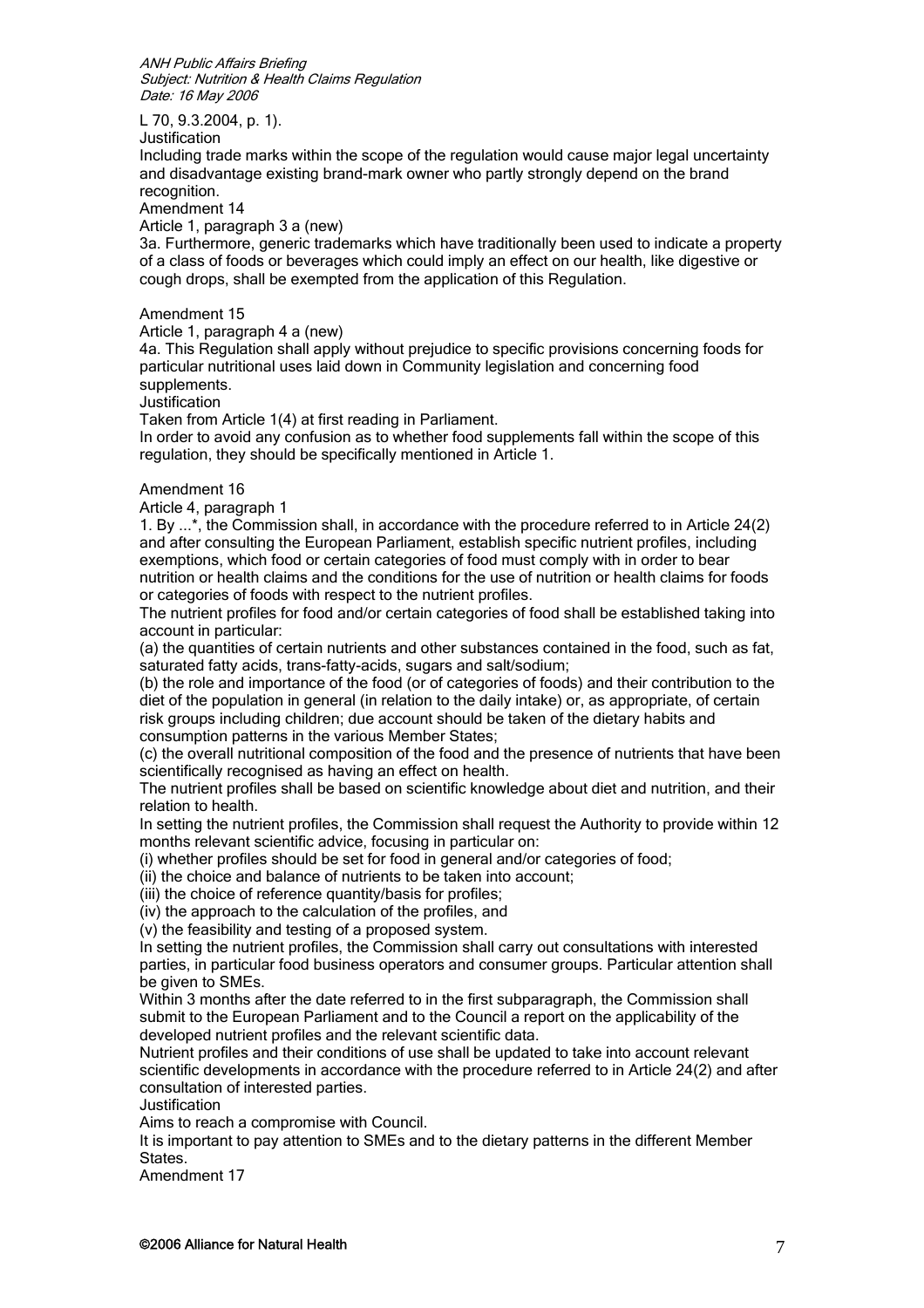L 70, 9.3.2004, p. 1).

Justification

Including trade marks within the scope of the regulation would cause major legal uncertainty and disadvantage existing brand-mark owner who partly strongly depend on the brand recognition.

Amendment 14

Article 1, paragraph 3 a (new)

3a. Furthermore, generic trademarks which have traditionally been used to indicate a property of a class of foods or beverages which could imply an effect on our health, like digestive or cough drops, shall be exempted from the application of this Regulation.

Amendment 15

Article 1, paragraph 4 a (new)

4a. This Regulation shall apply without prejudice to specific provisions concerning foods for particular nutritional uses laid down in Community legislation and concerning food supplements.

Justification

Taken from Article 1(4) at first reading in Parliament.

In order to avoid any confusion as to whether food supplements fall within the scope of this regulation, they should be specifically mentioned in Article 1.

Amendment 16

Article 4, paragraph 1

1. By ...*, the Commission shall, in accordance with the procedure referred to in Article 24(2) and after consulting the European Parliament, establish specific nutrient profiles, including exemptions, which food or certain categories of food must comply with in order to bear nutrition or health claims and the conditions for the use of nutrition or health claims for foods or categories of foods with respect to the nutrient profiles.

The nutrient profiles for food and/or certain categories of food shall be established taking into account in particular:

(a) the quantities of certain nutrients and other substances contained in the food, such as fat, saturated fatty acids, trans-fatty-acids, sugars and salt/sodium;

(b) the role and importance of the food (or of categories of foods) and their contribution to the diet of the population in general (in relation to the daily intake) or, as appropriate, of certain risk groups including children; due account should be taken of the dietary habits and consumption patterns in the various Member States;

(c) the overall nutritional composition of the food and the presence of nutrients that have been scientifically recognised as having an effect on health.

The nutrient profiles shall be based on scientific knowledge about diet and nutrition, and their relation to health.

In setting the nutrient profiles, the Commission shall request the Authority to provide within 12 months relevant scientific advice, focusing in particular on:

(i) whether profiles should be set for food in general and/or categories of food;

(ii) the choice and balance of nutrients to be taken into account;

(iii) the choice of reference quantity/basis for profiles;

(iv) the approach to the calculation of the profiles, and

(v) the feasibility and testing of a proposed system.

In setting the nutrient profiles, the Commission shall carry out consultations with interested parties, in particular food business operators and consumer groups. Particular attention shall be given to SMEs.

Within 3 months after the date referred to in the first subparagraph, the Commission shall submit to the European Parliament and to the Council a report on the applicability of the developed nutrient profiles and the relevant scientific data.

Nutrient profiles and their conditions of use shall be updated to take into account relevant scientific developments in accordance with the procedure referred to in Article 24(2) and after consultation of interested parties.

Justification

Aims to reach a compromise with Council.

It is important to pay attention to SMEs and to the dietary patterns in the different Member States.

Amendment 17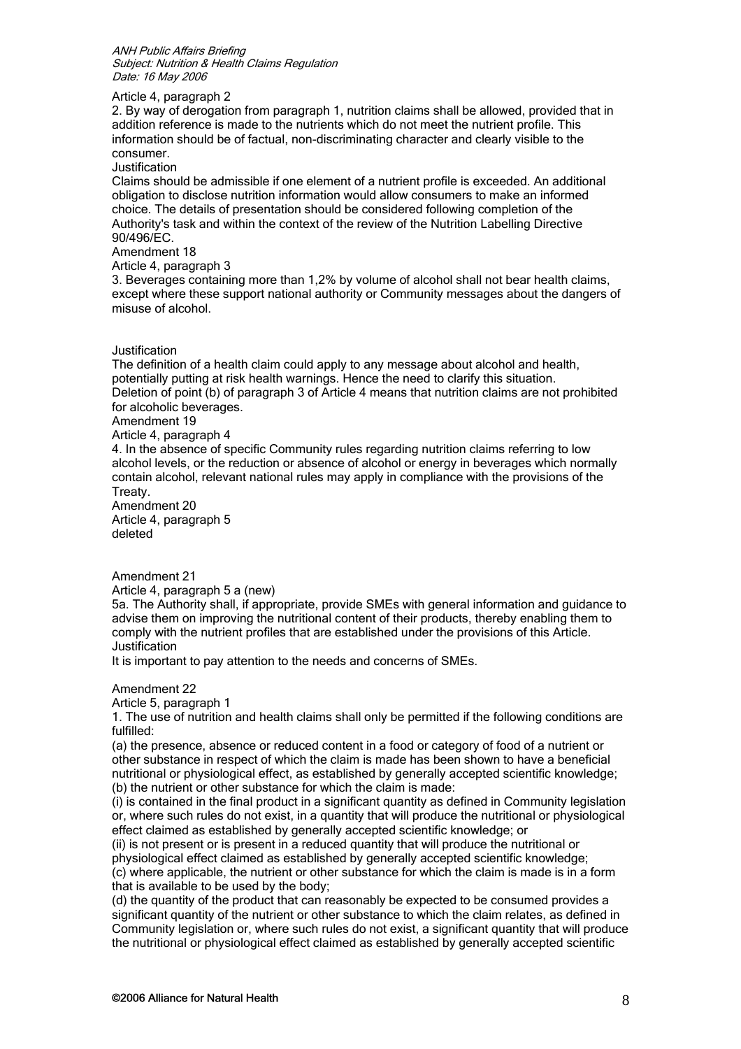Article 4, paragraph 2

2. By way of derogation from paragraph 1, nutrition claims shall be allowed, provided that in addition reference is made to the nutrients which do not meet the nutrient profile. This information should be of factual, non-discriminating character and clearly visible to the consumer.

Justification

Claims should be admissible if one element of a nutrient profile is exceeded. An additional obligation to disclose nutrition information would allow consumers to make an informed choice. The details of presentation should be considered following completion of the Authority's task and within the context of the review of the Nutrition Labelling Directive 90/496/EC.

Amendment 18

Article 4, paragraph 3

3. Beverages containing more than 1,2% by volume of alcohol shall not bear health claims, except where these support national authority or Community messages about the dangers of misuse of alcohol.

Justification

The definition of a health claim could apply to any message about alcohol and health, potentially putting at risk health warnings. Hence the need to clarify this situation. Deletion of point (b) of paragraph 3 of Article 4 means that nutrition claims are not prohibited for alcoholic beverages.

Amendment 19

Article 4, paragraph 4

4. In the absence of specific Community rules regarding nutrition claims referring to low alcohol levels, or the reduction or absence of alcohol or energy in beverages which normally contain alcohol, relevant national rules may apply in compliance with the provisions of the Treaty.

Amendment 20

Article 4, paragraph 5

deleted

Amendment 21

Article 4, paragraph 5 a (new)

5a. The Authority shall, if appropriate, provide SMEs with general information and guidance to advise them on improving the nutritional content of their products, thereby enabling them to comply with the nutrient profiles that are established under the provisions of this Article.

Justification

It is important to pay attention to the needs and concerns of SMEs.

Amendment 22

Article 5, paragraph 1

1. The use of nutrition and health claims shall only be permitted if the following conditions are fulfilled:

(a) the presence, absence or reduced content in a food or category of food of a nutrient or other substance in respect of which the claim is made has been shown to have a beneficial nutritional or physiological effect, as established by generally accepted scientific knowledge;

(b) the nutrient or other substance for which the claim is made:

(i) is contained in the final product in a significant quantity as defined in Community legislation or, where such rules do not exist, in a quantity that will produce the nutritional or physiological effect claimed as established by generally accepted scientific knowledge; or

(ii) is not present or is present in a reduced quantity that will produce the nutritional or physiological effect claimed as established by generally accepted scientific knowledge;

(c) where applicable, the nutrient or other substance for which the claim is made is in a form that is available to be used by the body;

(d) the quantity of the product that can reasonably be expected to be consumed provides a significant quantity of the nutrient or other substance to which the claim relates, as defined in Community legislation or, where such rules do not exist, a significant quantity that will produce the nutritional or physiological effect claimed as established by generally accepted scientific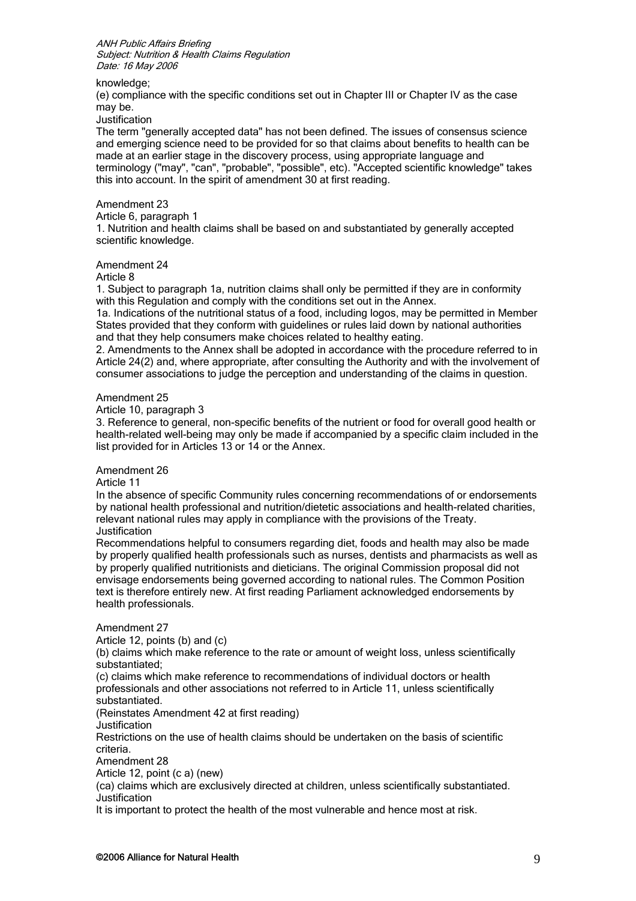knowledge;

(e) compliance with the specific conditions set out in Chapter III or Chapter IV as the case may be.

Justification

The term "generally accepted data" has not been defined. The issues of consensus science and emerging science need to be provided for so that claims about benefits to health can be made at an earlier stage in the discovery process, using appropriate language and terminology ("may", "can", "probable", "possible", etc). "Accepted scientific knowledge" takes this into account. In the spirit of amendment 30 at first reading.

Amendment 23

Article 6, paragraph 1

1. Nutrition and health claims shall be based on and substantiated by generally accepted scientific knowledge.

Amendment 24

Article 8

1. Subject to paragraph 1a, nutrition claims shall only be permitted if they are in conformity with this Regulation and comply with the conditions set out in the Annex.

1a. Indications of the nutritional status of a food, including logos, may be permitted in Member States provided that they conform with guidelines or rules laid down by national authorities and that they help consumers make choices related to healthy eating.

2. Amendments to the Annex shall be adopted in accordance with the procedure referred to in Article 24(2) and, where appropriate, after consulting the Authority and with the involvement of consumer associations to judge the perception and understanding of the claims in question.

Amendment 25

Article 10, paragraph 3

3. Reference to general, non-specific benefits of the nutrient or food for overall good health or health-related well-being may only be made if accompanied by a specific claim included in the list provided for in Articles 13 or 14 or the Annex.

Amendment 26

Article 11

In the absence of specific Community rules concerning recommendations of or endorsements by national health professional and nutrition/dietetic associations and health-related charities, relevant national rules may apply in compliance with the provisions of the Treaty.

Justification

Recommendations helpful to consumers regarding diet, foods and health may also be made by properly qualified health professionals such as nurses, dentists and pharmacists as well as by properly qualified nutritionists and dieticians. The original Commission proposal did not envisage endorsements being governed according to national rules. The Common Position text is therefore entirely new. At first reading Parliament acknowledged endorsements by health professionals.

Amendment 27

Article 12, points (b) and (c)

(b) claims which make reference to the rate or amount of weight loss, unless scientifically substantiated;

(c) claims which make reference to recommendations of individual doctors or health professionals and other associations not referred to in Article 11, unless scientifically substantiated.

(Reinstates Amendment 42 at first reading)

Justification

Restrictions on the use of health claims should be undertaken on the basis of scientific criteria.

Amendment 28

Article 12, point (c a) (new)

(ca) claims which are exclusively directed at children, unless scientifically substantiated.

Justification

It is important to protect the health of the most vulnerable and hence most at risk.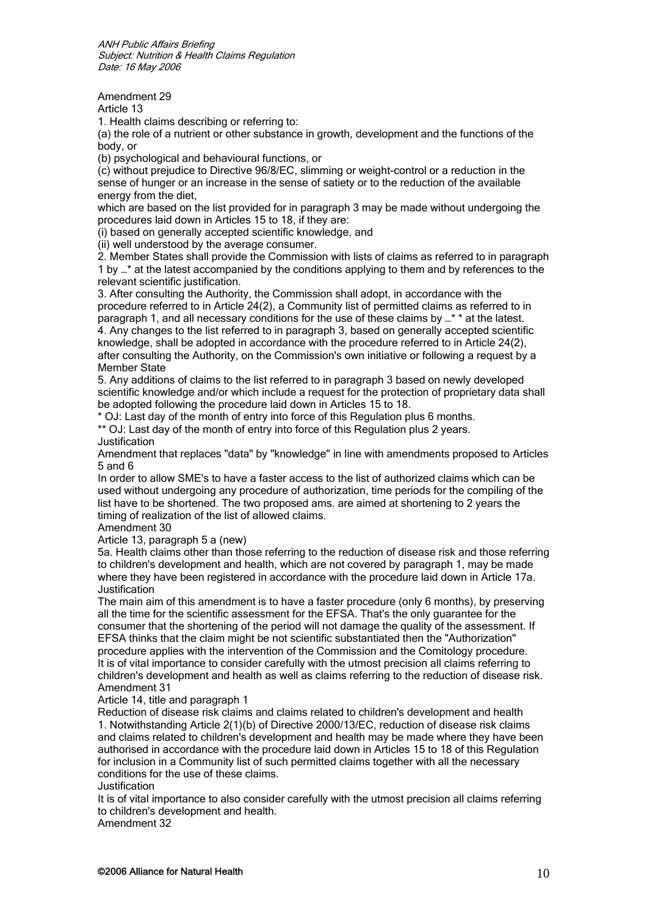Amendment 29

Article 13

1. Health claims describing or referring to:

(a) the role of a nutrient or other substance in growth, development and the functions of the body, or

(b) psychological and behavioural functions, or

(c) without prejudice to Directive 96/8/EC, slimming or weight-control or a reduction in the sense of hunger or an increase in the sense of satiety or to the reduction of the available energy from the diet,

which are based on the list provided for in paragraph 3 may be made without undergoing the procedures laid down in Articles 15 to 18, if they are:

(i) based on generally accepted scientific knowledge, and

(ii) well understood by the average consumer.

2. Member States shall provide the Commission with lists of claims as referred to in paragraph 1 by …* at the latest accompanied by the conditions applying to them and by references to the relevant scientific justification.

3. After consulting the Authority, the Commission shall adopt, in accordance with the procedure referred to in Article 24(2), a Community list of permitted claims as referred to in paragraph 1, and all necessary conditions for the use of these claims by …* * at the latest.

4. Any changes to the list referred to in paragraph 3, based on generally accepted scientific knowledge, shall be adopted in accordance with the procedure referred to in Article 24(2), after consulting the Authority, on the Commission's own initiative or following a request by a Member State

5. Any additions of claims to the list referred to in paragraph 3 based on newly developed scientific knowledge and/or which include a request for the protection of proprietary data shall be adopted following the procedure laid down in Articles 15 to 18.

\* OJ: Last day of the month of entry into force of this Regulation plus 6 months.

\*\* OJ: Last day of the month of entry into force of this Regulation plus 2 years.

Justification

Amendment that replaces "data" by "knowledge" in line with amendments proposed to Articles 5 and 6

In order to allow SME's to have a faster access to the list of authorized claims which can be used without undergoing any procedure of authorization, time periods for the compiling of the list have to be shortened. The two proposed ams. are aimed at shortening to 2 years the timing of realization of the list of allowed claims.

Amendment 30

Article 13, paragraph 5 a (new)

5a. Health claims other than those referring to the reduction of disease risk and those referring to children's development and health, which are not covered by paragraph 1, may be made where they have been registered in accordance with the procedure laid down in Article 17a.

Justification

The main aim of this amendment is to have a faster procedure (only 6 months), by preserving all the time for the scientific assessment for the EFSA. That's the only guarantee for the consumer that the shortening of the period will not damage the quality of the assessment. If EFSA thinks that the claim might be not scientific substantiated then the "Authorization" procedure applies with the intervention of the Commission and the Comitology procedure.

It is of vital importance to consider carefully with the utmost precision all claims referring to children's development and health as well as claims referring to the reduction of disease risk.

Amendment 31

Article 14, title and paragraph 1

Reduction of disease risk claims and claims related to children's development and health

1. Notwithstanding Article 2(1)(b) of Directive 2000/13/EC, reduction of disease risk claims and claims related to children's development and health may be made where they have been authorised in accordance with the procedure laid down in Articles 15 to 18 of this Regulation for inclusion in a Community list of such permitted claims together with all the necessary conditions for the use of these claims.

Justification

It is of vital importance to also consider carefully with the utmost precision all claims referring to children's development and health.

Amendment 32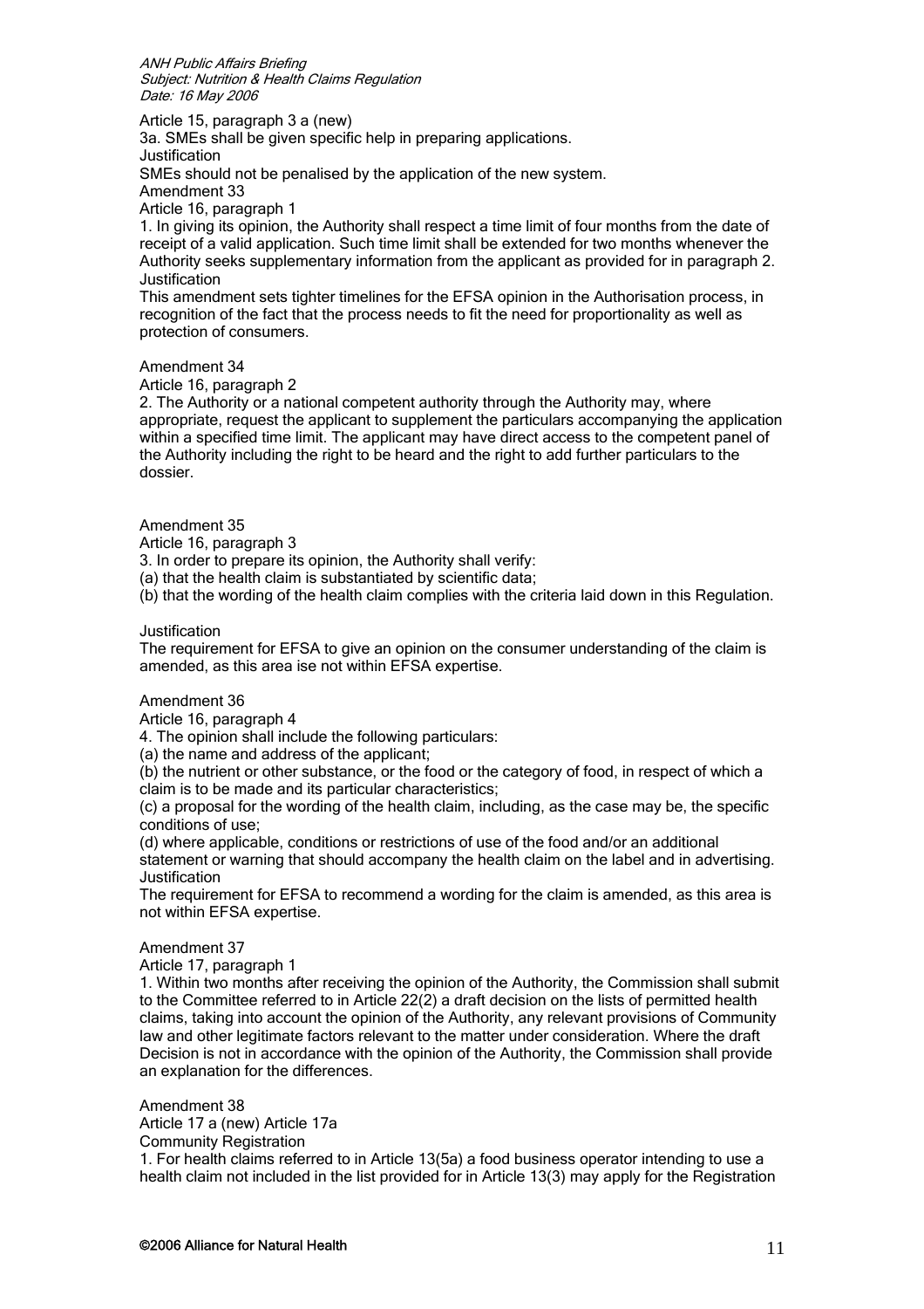Article 15, paragraph 3 a (new)

3a. SMEs shall be given specific help in preparing applications.

Justification

SMEs should not be penalised by the application of the new system.

Amendment 33

Article 16, paragraph 1

1. In giving its opinion, the Authority shall respect a time limit of four months from the date of receipt of a valid application. Such time limit shall be extended for two months whenever the Authority seeks supplementary information from the applicant as provided for in paragraph 2.

Justification

This amendment sets tighter timelines for the EFSA opinion in the Authorisation process, in recognition of the fact that the process needs to fit the need for proportionality as well as protection of consumers.

Amendment 34

Article 16, paragraph 2

2. The Authority or a national competent authority through the Authority may, where appropriate, request the applicant to supplement the particulars accompanying the application within a specified time limit. The applicant may have direct access to the competent panel of the Authority including the right to be heard and the right to add further particulars to the dossier.

Amendment 35

Article 16, paragraph 3

3. In order to prepare its opinion, the Authority shall verify:

(a) that the health claim is substantiated by scientific data;

(b) that the wording of the health claim complies with the criteria laid down in this Regulation.

Justification

The requirement for EFSA to give an opinion on the consumer understanding of the claim is amended, as this area ise not within EFSA expertise.

Amendment 36

Article 16, paragraph 4

4. The opinion shall include the following particulars:

(a) the name and address of the applicant;

(b) the nutrient or other substance, or the food or the category of food, in respect of which a claim is to be made and its particular characteristics;

(c) a proposal for the wording of the health claim, including, as the case may be, the specific conditions of use;

(d) where applicable, conditions or restrictions of use of the food and/or an additional statement or warning that should accompany the health claim on the label and in advertising.

Justification

The requirement for EFSA to recommend a wording for the claim is amended, as this area is not within EFSA expertise.

Amendment 37

Article 17, paragraph 1

1. Within two months after receiving the opinion of the Authority, the Commission shall submit to the Committee referred to in Article 22(2) a draft decision on the lists of permitted health claims, taking into account the opinion of the Authority, any relevant provisions of Community law and other legitimate factors relevant to the matter under consideration. Where the draft Decision is not in accordance with the opinion of the Authority, the Commission shall provide an explanation for the differences.

Amendment 38

Article 17 a (new) Article 17a

Community Registration

1. For health claims referred to in Article 13(5a) a food business operator intending to use a health claim not included in the list provided for in Article 13(3) may apply for the Registration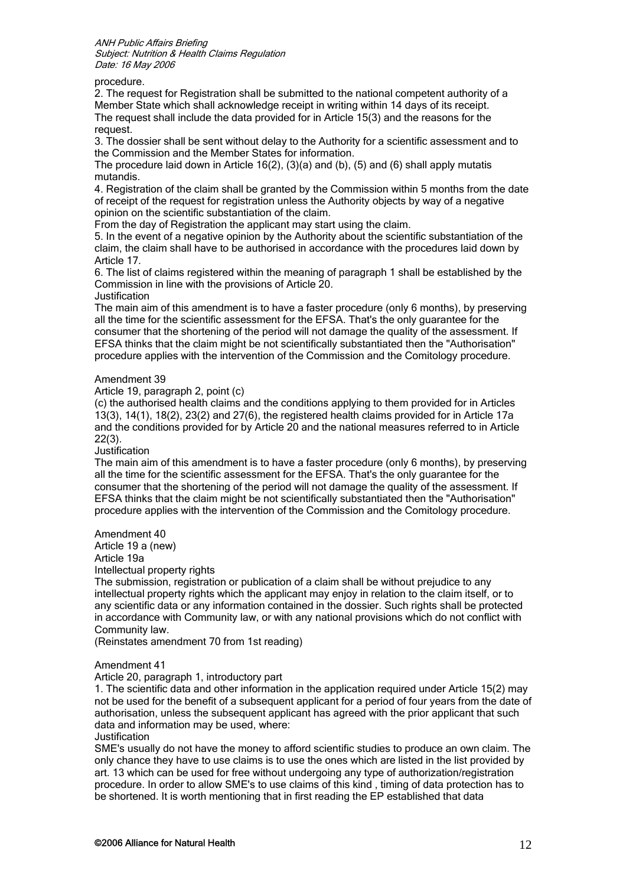procedure.

2. The request for Registration shall be submitted to the national competent authority of a Member State which shall acknowledge receipt in writing within 14 days of its receipt. The request shall include the data provided for in Article 15(3) and the reasons for the request.

3. The dossier shall be sent without delay to the Authority for a scientific assessment and to the Commission and the Member States for information.

The procedure laid down in Article 16(2), (3)(a) and (b), (5) and (6) shall apply mutatis mutandis.

4. Registration of the claim shall be granted by the Commission within 5 months from the date of receipt of the request for registration unless the Authority objects by way of a negative opinion on the scientific substantiation of the claim.

From the day of Registration the applicant may start using the claim.

5. In the event of a negative opinion by the Authority about the scientific substantiation of the claim, the claim shall have to be authorised in accordance with the procedures laid down by Article 17.

6. The list of claims registered within the meaning of paragraph 1 shall be established by the Commission in line with the provisions of Article 20.

Justification

The main aim of this amendment is to have a faster procedure (only 6 months), by preserving all the time for the scientific assessment for the EFSA. That's the only guarantee for the consumer that the shortening of the period will not damage the quality of the assessment. If EFSA thinks that the claim might be not scientifically substantiated then the "Authorisation" procedure applies with the intervention of the Commission and the Comitology procedure.

Amendment 39

Article 19, paragraph 2, point (c)

(c) the authorised health claims and the conditions applying to them provided for in Articles 13(3), 14(1), 18(2), 23(2) and 27(6), the registered health claims provided for in Article 17a and the conditions provided for by Article 20 and the national measures referred to in Article 22(3).

Justification

The main aim of this amendment is to have a faster procedure (only 6 months), by preserving all the time for the scientific assessment for the EFSA. That's the only guarantee for the consumer that the shortening of the period will not damage the quality of the assessment. If EFSA thinks that the claim might be not scientifically substantiated then the "Authorisation" procedure applies with the intervention of the Commission and the Comitology procedure.

Amendment 40

Article 19 a (new)

Article 19a

Intellectual property rights

The submission, registration or publication of a claim shall be without prejudice to any intellectual property rights which the applicant may enjoy in relation to the claim itself, or to any scientific data or any information contained in the dossier. Such rights shall be protected in accordance with Community law, or with any national provisions which do not conflict with Community law.

(Reinstates amendment 70 from 1st reading)

Amendment 41

Article 20, paragraph 1, introductory part

1. The scientific data and other information in the application required under Article 15(2) may not be used for the benefit of a subsequent applicant for a period of four years from the date of authorisation, unless the subsequent applicant has agreed with the prior applicant that such data and information may be used, where:

Justification

SME's usually do not have the money to afford scientific studies to produce an own claim. The only chance they have to use claims is to use the ones which are listed in the list provided by art. 13 which can be used for free without undergoing any type of authorization/registration procedure. In order to allow SME's to use claims of this kind , timing of data protection has to be shortened. It is worth mentioning that in first reading the EP established that data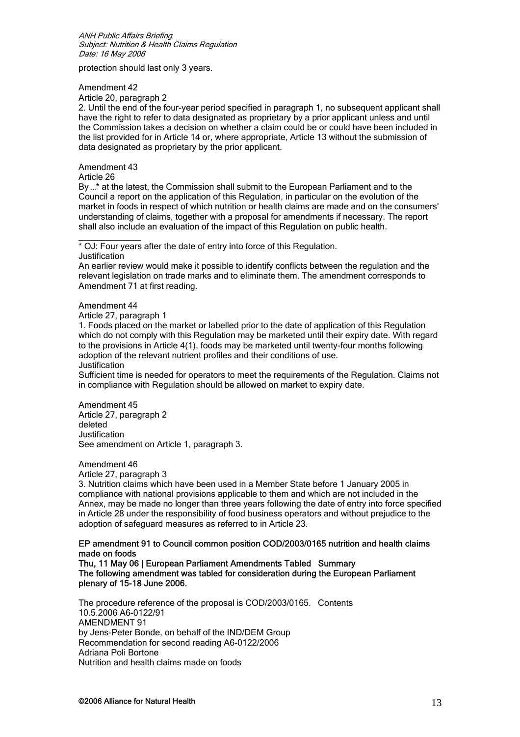protection should last only 3 years.

Amendment 42

Article 20, paragraph 2

2. Until the end of the four-year period specified in paragraph 1, no subsequent applicant shall have the right to refer to data designated as proprietary by a prior applicant unless and until the Commission takes a decision on whether a claim could be or could have been included in the list provided for in Article 14 or, where appropriate, Article 13 without the submission of data designated as proprietary by the prior applicant.

Amendment 43

Article 26

By …* at the latest, the Commission shall submit to the European Parliament and to the Council a report on the application of this Regulation, in particular on the evolution of the market in foods in respect of which nutrition or health claims are made and on the consumers' understanding of claims, together with a proposal for amendments if necessary. The report shall also include an evaluation of the impact of this Regulation on public health.

___

* OJ: Four years after the date of entry into force of this Regulation.

Justification

An earlier review would make it possible to identify conflicts between the regulation and the relevant legislation on trade marks and to eliminate them. The amendment corresponds to Amendment 71 at first reading.

Amendment 44

Article 27, paragraph 1

1. Foods placed on the market or labelled prior to the date of application of this Regulation which do not comply with this Regulation may be marketed until their expiry date. With regard to the provisions in Article 4(1), foods may be marketed until twenty-four months following adoption of the relevant nutrient profiles and their conditions of use.

Justification

Sufficient time is needed for operators to meet the requirements of the Regulation. Claims not in compliance with Regulation should be allowed on market to expiry date.

Amendment 45

Article 27, paragraph 2

deleted

Justification

See amendment on Article 1, paragraph 3.

Amendment 46

Article 27, paragraph 3

3. Nutrition claims which have been used in a Member State before 1 January 2005 in compliance with national provisions applicable to them and which are not included in the Annex, may be made no longer than three years following the date of entry into force specified in Article 28 under the responsibility of food business operators and without prejudice to the adoption of safeguard measures as referred to in Article 23.

**EP amendment 91 to Council common position COD/2003/0165 nutrition and health claims made on foods**

**Thu, 11 May 06 | European Parliament Amendments Tabled Summary**

**The following amendment was tabled for consideration during the European Parliament plenary of 15-18 June 2006.**

The procedure reference of the proposal is COD/2003/0165. Contents

10.5.2006 A6-0122/91

AMENDMENT 91

by Jens-Peter Bonde, on behalf of the IND/DEM Group

Recommendation for second reading A6-0122/2006

Adriana Poli Bortone

Nutrition and health claims made on foods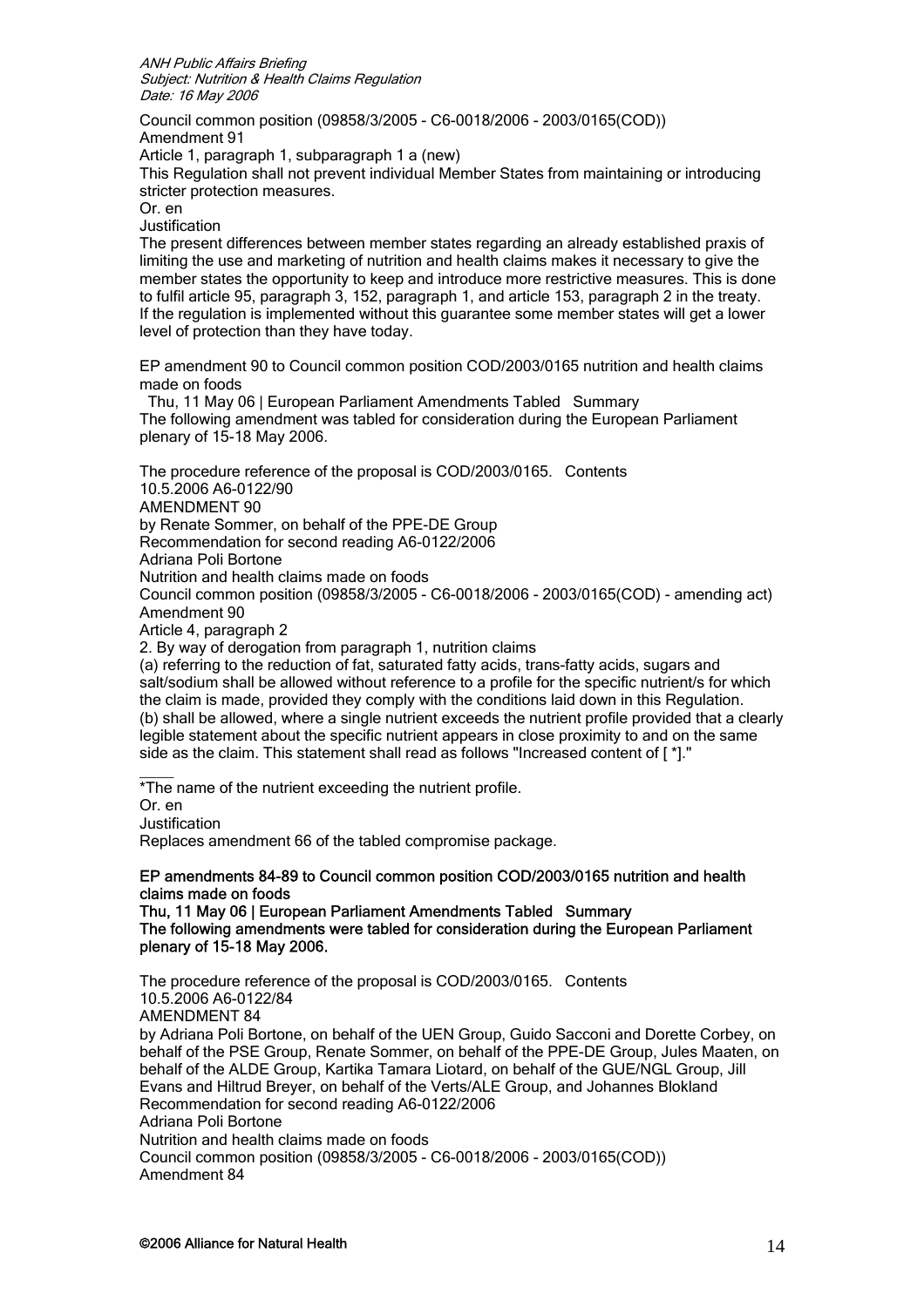Council common position (09858/3/2005 - C6-0018/2006 - 2003/0165(COD))
Amendment 91
Article 1, paragraph 1, subparagraph 1 a (new)
This Regulation shall not prevent individual Member States from maintaining or introducing stricter protection measures.
Or. en
Justification
The present differences between member states regarding an already established praxis of limiting the use and marketing of nutrition and health claims makes it necessary to give the member states the opportunity to keep and introduce more restrictive measures. This is done to fulfil article 95, paragraph 3, 152, paragraph 1, and article 153, paragraph 2 in the treaty. If the regulation is implemented without this guarantee some member states will get a lower level of protection than they have today.

EP amendment 90 to Council common position COD/2003/0165 nutrition and health claims made on foods
Thu, 11 May 06 | European Parliament Amendments Tabled Summary
The following amendment was tabled for consideration during the European Parliament plenary of 15-18 May 2006.

The procedure reference of the proposal is COD/2003/0165. Contents
10.5.2006 A6-0122/90
AMENDMENT 90
by Renate Sommer, on behalf of the PPE-DE Group
Recommendation for second reading A6-0122/2006
Adriana Poli Bortone
Nutrition and health claims made on foods
Council common position (09858/3/2005 - C6-0018/2006 - 2003/0165(COD) - amending act)
Amendment 90
Article 4, paragraph 2
2. By way of derogation from paragraph 1, nutrition claims
(a) referring to the reduction of fat, saturated fatty acids, trans-fatty acids, sugars and salt/sodium shall be allowed without reference to a profile for the specific nutrient/s for which the claim is made, provided they comply with the conditions laid down in this Regulation.
(b) shall be allowed, where a single nutrient exceeds the nutrient profile provided that a clearly legible statement about the specific nutrient appears in close proximity to and on the same side as the claim. This statement shall read as follows "Increased content of [ *]."

____
*The name of the nutrient exceeding the nutrient profile.
Or. en
Justification
Replaces amendment 66 of the tabled compromise package.

**EP amendments 84-89 to Council common position COD/2003/0165 nutrition and health claims made on foods**
**Thu, 11 May 06 | European Parliament Amendments Tabled Summary**
**The following amendments were tabled for consideration during the European Parliament plenary of 15-18 May 2006.**

The procedure reference of the proposal is COD/2003/0165. Contents
10.5.2006 A6-0122/84
AMENDMENT 84
by Adriana Poli Bortone, on behalf of the UEN Group, Guido Sacconi and Dorette Corbey, on behalf of the PSE Group, Renate Sommer, on behalf of the PPE-DE Group, Jules Maaten, on behalf of the ALDE Group, Kartika Tamara Liotard, on behalf of the GUE/NGL Group, Jill Evans and Hiltrud Breyer, on behalf of the Verts/ALE Group, and Johannes Blokland
Recommendation for second reading A6-0122/2006
Adriana Poli Bortone
Nutrition and health claims made on foods
Council common position (09858/3/2005 - C6-0018/2006 - 2003/0165(COD))
Amendment 84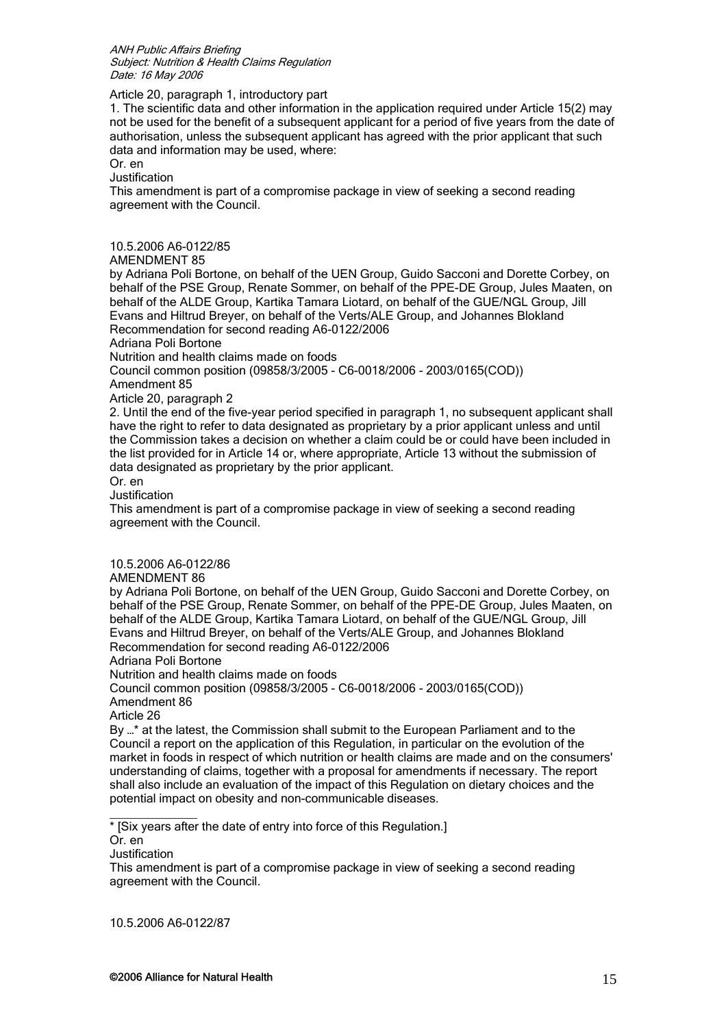Article 20, paragraph 1, introductory part

1. The scientific data and other information in the application required under Article 15(2) may not be used for the benefit of a subsequent applicant for a period of five years from the date of authorisation, unless the subsequent applicant has agreed with the prior applicant that such data and information may be used, where:

Or. en

Justification

This amendment is part of a compromise package in view of seeking a second reading agreement with the Council.

10.5.2006 A6-0122/85

AMENDMENT 85

by Adriana Poli Bortone, on behalf of the UEN Group, Guido Sacconi and Dorette Corbey, on behalf of the PSE Group, Renate Sommer, on behalf of the PPE-DE Group, Jules Maaten, on behalf of the ALDE Group, Kartika Tamara Liotard, on behalf of the GUE/NGL Group, Jill Evans and Hiltrud Breyer, on behalf of the Verts/ALE Group, and Johannes Blokland

Recommendation for second reading A6-0122/2006

Adriana Poli Bortone

Nutrition and health claims made on foods

Council common position (09858/3/2005 – C6-0018/2006 – 2003/0165(COD))

Amendment 85

Article 20, paragraph 2

2. Until the end of the five-year period specified in paragraph 1, no subsequent applicant shall have the right to refer to data designated as proprietary by a prior applicant unless and until the Commission takes a decision on whether a claim could be or could have been included in the list provided for in Article 14 or, where appropriate, Article 13 without the submission of data designated as proprietary by the prior applicant.

Or. en

Justification

This amendment is part of a compromise package in view of seeking a second reading agreement with the Council.

10.5.2006 A6-0122/86

AMENDMENT 86

by Adriana Poli Bortone, on behalf of the UEN Group, Guido Sacconi and Dorette Corbey, on behalf of the PSE Group, Renate Sommer, on behalf of the PPE-DE Group, Jules Maaten, on behalf of the ALDE Group, Kartika Tamara Liotard, on behalf of the GUE/NGL Group, Jill Evans and Hiltrud Breyer, on behalf of the Verts/ALE Group, and Johannes Blokland

Recommendation for second reading A6-0122/2006

Adriana Poli Bortone

Nutrition and health claims made on foods

Council common position (09858/3/2005 – C6-0018/2006 – 2003/0165(COD))

Amendment 86

Article 26

By …* at the latest, the Commission shall submit to the European Parliament and to the Council a report on the application of this Regulation, in particular on the evolution of the market in foods in respect of which nutrition or health claims are made and on the consumers' understanding of claims, together with a proposal for amendments if necessary. The report shall also include an evaluation of the impact of this Regulation on dietary choices and the potential impact on obesity and non-communicable diseases.

---

* [Six years after the date of entry into force of this Regulation.]

Or. en

Justification

This amendment is part of a compromise package in view of seeking a second reading agreement with the Council.

10.5.2006 A6-0122/87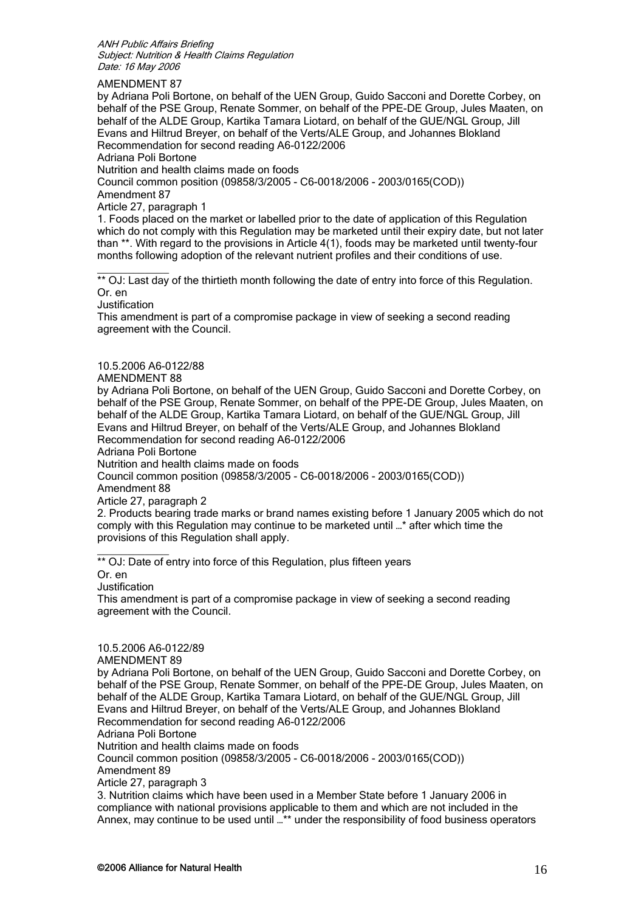AMENDMENT 87

by Adriana Poli Bortone, on behalf of the UEN Group, Guido Sacconi and Dorette Corbey, on behalf of the PSE Group, Renate Sommer, on behalf of the PPE-DE Group, Jules Maaten, on behalf of the ALDE Group, Kartika Tamara Liotard, on behalf of the GUE/NGL Group, Jill Evans and Hiltrud Breyer, on behalf of the Verts/ALE Group, and Johannes Blokland

Recommendation for second reading A6-0122/2006

Adriana Poli Bortone

Nutrition and health claims made on foods

Council common position (09858/3/2005 – C6-0018/2006 – 2003/0165(COD))

Amendment 87

Article 27, paragraph 1

1. Foods placed on the market or labelled prior to the date of application of this Regulation which do not comply with this Regulation may be marketed until their expiry date, but not later than **. With regard to the provisions in Article 4(1), foods may be marketed until twenty-four months following adoption of the relevant nutrient profiles and their conditions of use.

---

** OJ: Last day of the thirtieth month following the date of entry into force of this Regulation.

Or. en

Justification

This amendment is part of a compromise package in view of seeking a second reading agreement with the Council.

10.5.2006 A6-0122/88

AMENDMENT 88

by Adriana Poli Bortone, on behalf of the UEN Group, Guido Sacconi and Dorette Corbey, on behalf of the PSE Group, Renate Sommer, on behalf of the PPE-DE Group, Jules Maaten, on behalf of the ALDE Group, Kartika Tamara Liotard, on behalf of the GUE/NGL Group, Jill Evans and Hiltrud Breyer, on behalf of the Verts/ALE Group, and Johannes Blokland

Recommendation for second reading A6-0122/2006

Adriana Poli Bortone

Nutrition and health claims made on foods

Council common position (09858/3/2005 – C6-0018/2006 – 2003/0165(COD))

Amendment 88

Article 27, paragraph 2

2. Products bearing trade marks or brand names existing before 1 January 2005 which do not comply with this Regulation may continue to be marketed until …* after which time the provisions of this Regulation shall apply.

---

** OJ: Date of entry into force of this Regulation, plus fifteen years

Or. en

Justification

This amendment is part of a compromise package in view of seeking a second reading agreement with the Council.

10.5.2006 A6-0122/89

AMENDMENT 89

by Adriana Poli Bortone, on behalf of the UEN Group, Guido Sacconi and Dorette Corbey, on behalf of the PSE Group, Renate Sommer, on behalf of the PPE-DE Group, Jules Maaten, on behalf of the ALDE Group, Kartika Tamara Liotard, on behalf of the GUE/NGL Group, Jill Evans and Hiltrud Breyer, on behalf of the Verts/ALE Group, and Johannes Blokland

Recommendation for second reading A6-0122/2006

Adriana Poli Bortone

Nutrition and health claims made on foods

Council common position (09858/3/2005 – C6-0018/2006 – 2003/0165(COD))

Amendment 89

Article 27, paragraph 3

3. Nutrition claims which have been used in a Member State before 1 January 2006 in compliance with national provisions applicable to them and which are not included in the Annex, may continue to be used until …** under the responsibility of food business operators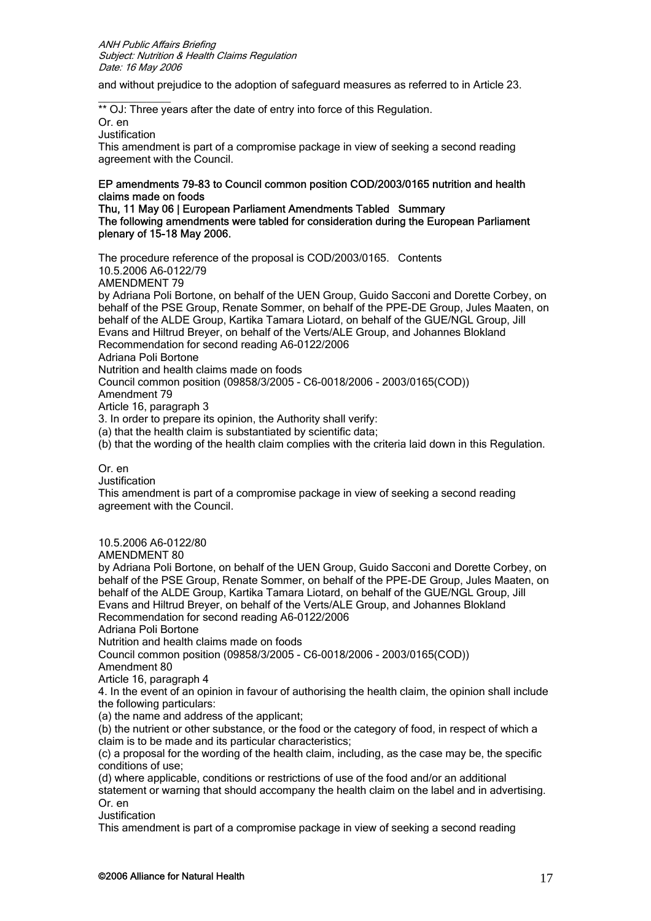and without prejudice to the adoption of safeguard measures as referred to in Article 23.

\_\_\_\_\_\_\_\_\_\_\_\_\_

** OJ: Three years after the date of entry into force of this Regulation.

Or. en

Justification

This amendment is part of a compromise package in view of seeking a second reading agreement with the Council.

**EP amendments 79-83 to Council common position COD/2003/0165 nutrition and health claims made on foods**

**Thu, 11 May 06 | European Parliament Amendments Tabled Summary**

**The following amendments were tabled for consideration during the European Parliament plenary of 15-18 May 2006.**

The procedure reference of the proposal is COD/2003/0165. Contents

10.5.2006 A6-0122/79

AMENDMENT 79

by Adriana Poli Bortone, on behalf of the UEN Group, Guido Sacconi and Dorette Corbey, on behalf of the PSE Group, Renate Sommer, on behalf of the PPE-DE Group, Jules Maaten, on behalf of the ALDE Group, Kartika Tamara Liotard, on behalf of the GUE/NGL Group, Jill Evans and Hiltrud Breyer, on behalf of the Verts/ALE Group, and Johannes Blokland

Recommendation for second reading A6-0122/2006

Adriana Poli Bortone

Nutrition and health claims made on foods

Council common position (09858/3/2005 – C6-0018/2006 – 2003/0165(COD))

Amendment 79

Article 16, paragraph 3

3. In order to prepare its opinion, the Authority shall verify:

(a) that the health claim is substantiated by scientific data;

(b) that the wording of the health claim complies with the criteria laid down in this Regulation.

Or. en

Justification

This amendment is part of a compromise package in view of seeking a second reading agreement with the Council.

10.5.2006 A6-0122/80

AMENDMENT 80

by Adriana Poli Bortone, on behalf of the UEN Group, Guido Sacconi and Dorette Corbey, on behalf of the PSE Group, Renate Sommer, on behalf of the PPE-DE Group, Jules Maaten, on behalf of the ALDE Group, Kartika Tamara Liotard, on behalf of the GUE/NGL Group, Jill Evans and Hiltrud Breyer, on behalf of the Verts/ALE Group, and Johannes Blokland

Recommendation for second reading A6-0122/2006

Adriana Poli Bortone

Nutrition and health claims made on foods

Council common position (09858/3/2005 – C6-0018/2006 – 2003/0165(COD))

Amendment 80

Article 16, paragraph 4

4. In the event of an opinion in favour of authorising the health claim, the opinion shall include the following particulars:

(a) the name and address of the applicant;

(b) the nutrient or other substance, or the food or the category of food, in respect of which a claim is to be made and its particular characteristics;

(c) a proposal for the wording of the health claim, including, as the case may be, the specific conditions of use;

(d) where applicable, conditions or restrictions of use of the food and/or an additional statement or warning that should accompany the health claim on the label and in advertising.

Or. en

Justification

This amendment is part of a compromise package in view of seeking a second reading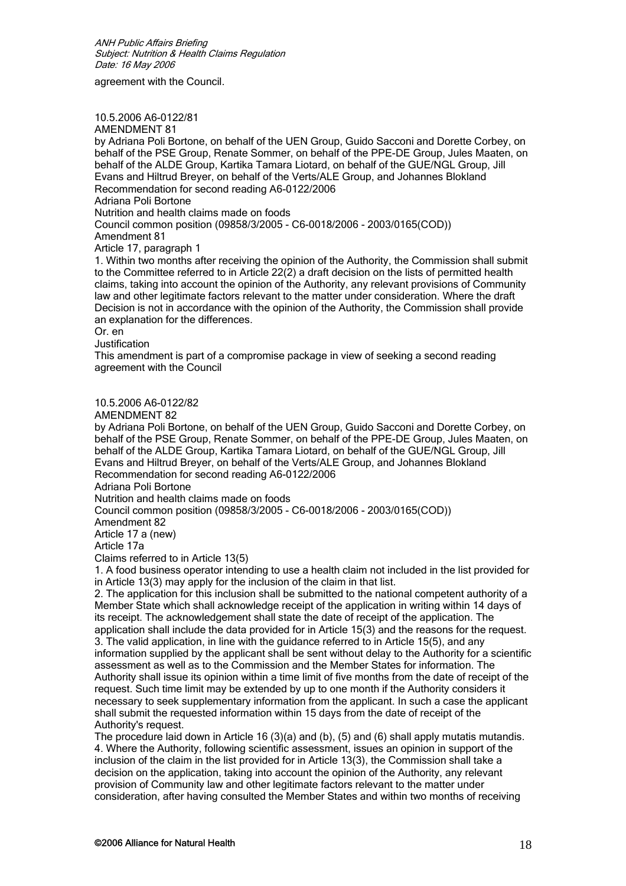agreement with the Council.

10.5.2006 A6-0122/81
AMENDMENT 81
by Adriana Poli Bortone, on behalf of the UEN Group, Guido Sacconi and Dorette Corbey, on behalf of the PSE Group, Renate Sommer, on behalf of the PPE-DE Group, Jules Maaten, on behalf of the ALDE Group, Kartika Tamara Liotard, on behalf of the GUE/NGL Group, Jill Evans and Hiltrud Breyer, on behalf of the Verts/ALE Group, and Johannes Blokland
Recommendation for second reading A6-0122/2006
Adriana Poli Bortone
Nutrition and health claims made on foods
Council common position (09858/3/2005 – C6-0018/2006 – 2003/0165(COD))
Amendment 81
Article 17, paragraph 1

1. Within two months after receiving the opinion of the Authority, the Commission shall submit to the Committee referred to in Article 22(2) a draft decision on the lists of permitted health claims, taking into account the opinion of the Authority, any relevant provisions of Community law and other legitimate factors relevant to the matter under consideration. Where the draft Decision is not in accordance with the opinion of the Authority, the Commission shall provide an explanation for the differences.

Or. en

Justification

This amendment is part of a compromise package in view of seeking a second reading agreement with the Council

10.5.2006 A6-0122/82
AMENDMENT 82
by Adriana Poli Bortone, on behalf of the UEN Group, Guido Sacconi and Dorette Corbey, on behalf of the PSE Group, Renate Sommer, on behalf of the PPE-DE Group, Jules Maaten, on behalf of the ALDE Group, Kartika Tamara Liotard, on behalf of the GUE/NGL Group, Jill Evans and Hiltrud Breyer, on behalf of the Verts/ALE Group, and Johannes Blokland
Recommendation for second reading A6-0122/2006
Adriana Poli Bortone
Nutrition and health claims made on foods
Council common position (09858/3/2005 – C6-0018/2006 – 2003/0165(COD))
Amendment 82
Article 17 a (new)

Article 17a

Claims referred to in Article 13(5)

1. A food business operator intending to use a health claim not included in the list provided for in Article 13(3) may apply for the inclusion of the claim in that list.

2. The application for this inclusion shall be submitted to the national competent authority of a Member State which shall acknowledge receipt of the application in writing within 14 days of its receipt. The acknowledgement shall state the date of receipt of the application. The application shall include the data provided for in Article 15(3) and the reasons for the request.

3. The valid application, in line with the guidance referred to in Article 15(5), and any information supplied by the applicant shall be sent without delay to the Authority for a scientific assessment as well as to the Commission and the Member States for information. The Authority shall issue its opinion within a time limit of five months from the date of receipt of the request. Such time limit may be extended by up to one month if the Authority considers it necessary to seek supplementary information from the applicant. In such a case the applicant shall submit the requested information within 15 days from the date of receipt of the Authority's request.

The procedure laid down in Article 16 (3)(a) and (b), (5) and (6) shall apply mutatis mutandis.

4. Where the Authority, following scientific assessment, issues an opinion in support of the inclusion of the claim in the list provided for in Article 13(3), the Commission shall take a decision on the application, taking into account the opinion of the Authority, any relevant provision of Community law and other legitimate factors relevant to the matter under consideration, after having consulted the Member States and within two months of receiving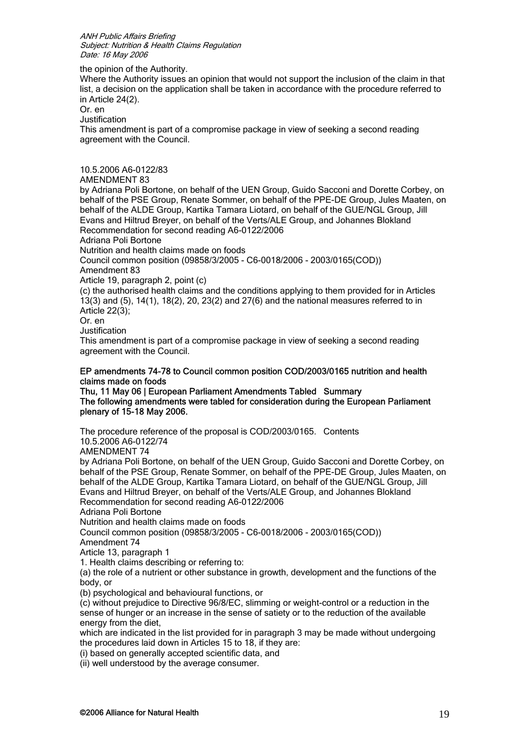the opinion of the Authority.

Where the Authority issues an opinion that would not support the inclusion of the claim in that list, a decision on the application shall be taken in accordance with the procedure referred to in Article 24(2).

Or. en

Justification

This amendment is part of a compromise package in view of seeking a second reading agreement with the Council.

10.5.2006 A6-0122/83

AMENDMENT 83

by Adriana Poli Bortone, on behalf of the UEN Group, Guido Sacconi and Dorette Corbey, on behalf of the PSE Group, Renate Sommer, on behalf of the PPE-DE Group, Jules Maaten, on behalf of the ALDE Group, Kartika Tamara Liotard, on behalf of the GUE/NGL Group, Jill Evans and Hiltrud Breyer, on behalf of the Verts/ALE Group, and Johannes Blokland

Recommendation for second reading A6-0122/2006

Adriana Poli Bortone

Nutrition and health claims made on foods

Council common position (09858/3/2005 – C6-0018/2006 – 2003/0165(COD))

Amendment 83

Article 19, paragraph 2, point (c)

(c) the authorised health claims and the conditions applying to them provided for in Articles 13(3) and (5), 14(1), 18(2), 20, 23(2) and 27(6) and the national measures referred to in Article 22(3);

Or. en

Justification

This amendment is part of a compromise package in view of seeking a second reading agreement with the Council.

**EP amendments 74-78 to Council common position COD/2003/0165 nutrition and health claims made on foods**

**Thu, 11 May 06 | European Parliament Amendments Tabled Summary**

**The following amendments were tabled for consideration during the European Parliament plenary of 15-18 May 2006.**

The procedure reference of the proposal is COD/2003/0165. Contents

10.5.2006 A6-0122/74

AMENDMENT 74

by Adriana Poli Bortone, on behalf of the UEN Group, Guido Sacconi and Dorette Corbey, on behalf of the PSE Group, Renate Sommer, on behalf of the PPE-DE Group, Jules Maaten, on behalf of the ALDE Group, Kartika Tamara Liotard, on behalf of the GUE/NGL Group, Jill Evans and Hiltrud Breyer, on behalf of the Verts/ALE Group, and Johannes Blokland

Recommendation for second reading A6-0122/2006

Adriana Poli Bortone

Nutrition and health claims made on foods

Council common position (09858/3/2005 – C6-0018/2006 – 2003/0165(COD))

Amendment 74

Article 13, paragraph 1

1. Health claims describing or referring to:

(a) the role of a nutrient or other substance in growth, development and the functions of the body, or

(b) psychological and behavioural functions, or

(c) without prejudice to Directive 96/8/EC, slimming or weight-control or a reduction in the sense of hunger or an increase in the sense of satiety or to the reduction of the available energy from the diet,

which are indicated in the list provided for in paragraph 3 may be made without undergoing the procedures laid down in Articles 15 to 18, if they are:

(i) based on generally accepted scientific data, and

(ii) well understood by the average consumer.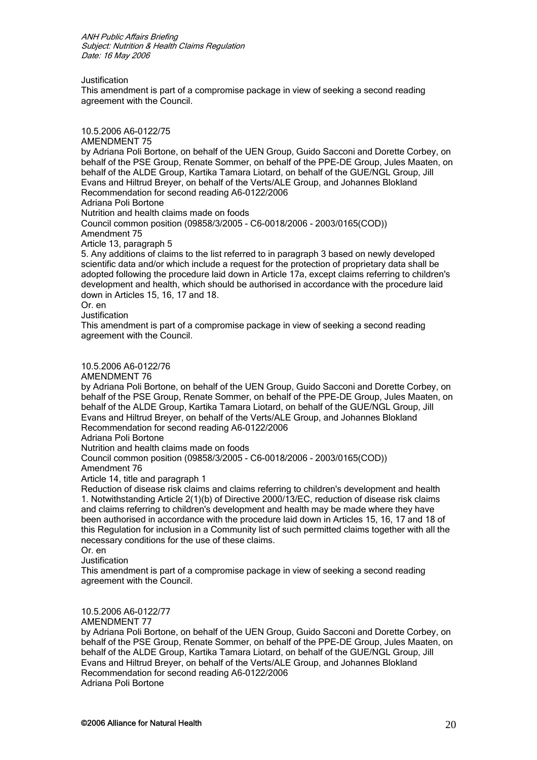Justification

This amendment is part of a compromise package in view of seeking a second reading agreement with the Council.

10.5.2006 A6-0122/75

AMENDMENT 75

by Adriana Poli Bortone, on behalf of the UEN Group, Guido Sacconi and Dorette Corbey, on behalf of the PSE Group, Renate Sommer, on behalf of the PPE-DE Group, Jules Maaten, on behalf of the ALDE Group, Kartika Tamara Liotard, on behalf of the GUE/NGL Group, Jill Evans and Hiltrud Breyer, on behalf of the Verts/ALE Group, and Johannes Blokland

Recommendation for second reading A6-0122/2006

Adriana Poli Bortone

Nutrition and health claims made on foods

Council common position (09858/3/2005 – C6-0018/2006 – 2003/0165(COD))

Amendment 75

Article 13, paragraph 5

5. Any additions of claims to the list referred to in paragraph 3 based on newly developed scientific data and/or which include a request for the protection of proprietary data shall be adopted following the procedure laid down in Article 17a, except claims referring to children's development and health, which should be authorised in accordance with the procedure laid down in Articles 15, 16, 17 and 18.

Or. en

Justification

This amendment is part of a compromise package in view of seeking a second reading agreement with the Council.

10.5.2006 A6-0122/76

AMENDMENT 76

by Adriana Poli Bortone, on behalf of the UEN Group, Guido Sacconi and Dorette Corbey, on behalf of the PSE Group, Renate Sommer, on behalf of the PPE-DE Group, Jules Maaten, on behalf of the ALDE Group, Kartika Tamara Liotard, on behalf of the GUE/NGL Group, Jill Evans and Hiltrud Breyer, on behalf of the Verts/ALE Group, and Johannes Blokland

Recommendation for second reading A6-0122/2006

Adriana Poli Bortone

Nutrition and health claims made on foods

Council common position (09858/3/2005 – C6-0018/2006 – 2003/0165(COD))

Amendment 76

Article 14, title and paragraph 1

Reduction of disease risk claims and claims referring to children's development and health

1. Notwithstanding Article 2(1)(b) of Directive 2000/13/EC, reduction of disease risk claims and claims referring to children's development and health may be made where they have been authorised in accordance with the procedure laid down in Articles 15, 16, 17 and 18 of this Regulation for inclusion in a Community list of such permitted claims together with all the necessary conditions for the use of these claims.

Or. en

Justification

This amendment is part of a compromise package in view of seeking a second reading agreement with the Council.

10.5.2006 A6-0122/77

AMENDMENT 77

by Adriana Poli Bortone, on behalf of the UEN Group, Guido Sacconi and Dorette Corbey, on behalf of the PSE Group, Renate Sommer, on behalf of the PPE-DE Group, Jules Maaten, on behalf of the ALDE Group, Kartika Tamara Liotard, on behalf of the GUE/NGL Group, Jill Evans and Hiltrud Breyer, on behalf of the Verts/ALE Group, and Johannes Blokland

Recommendation for second reading A6-0122/2006

Adriana Poli Bortone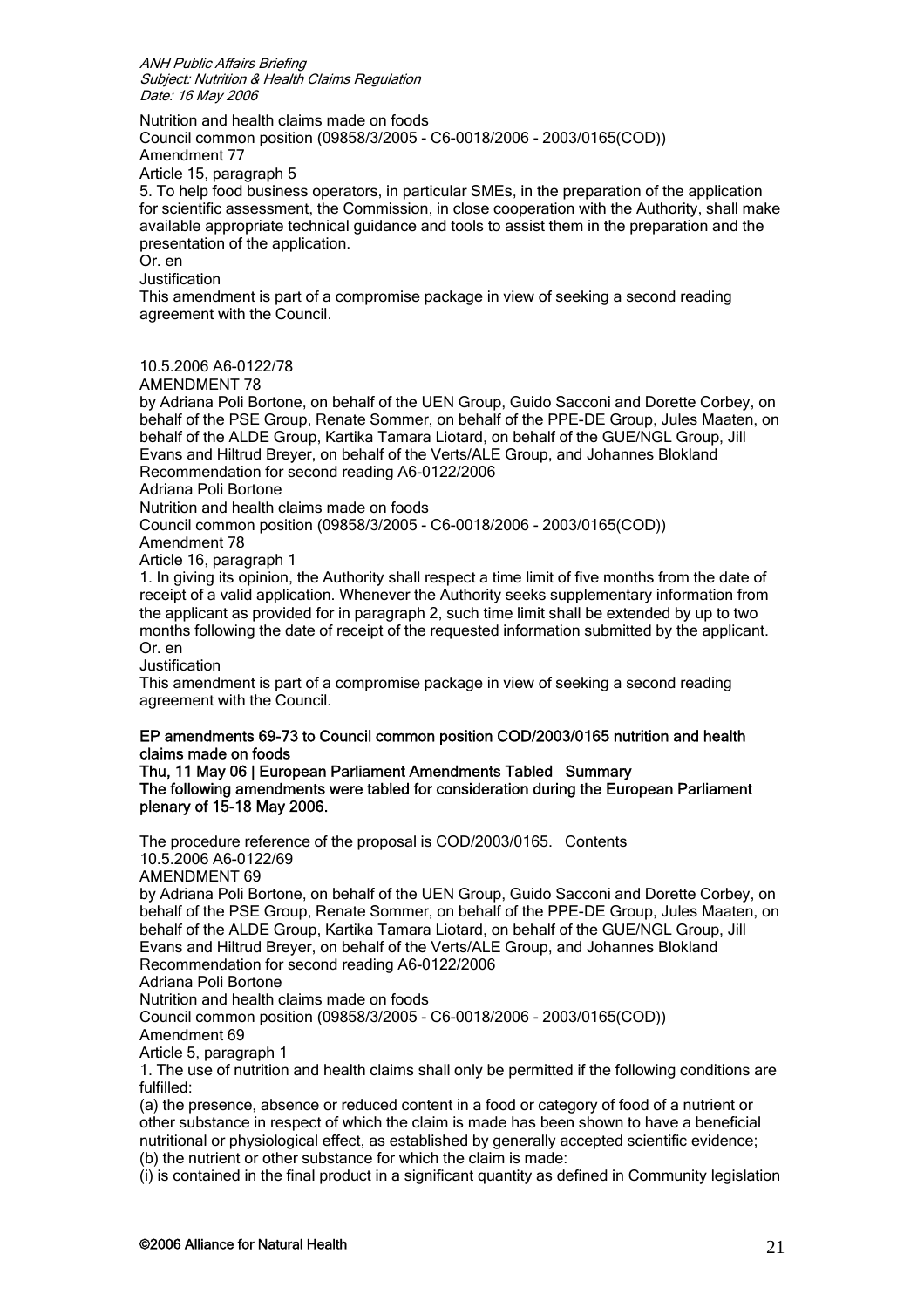Nutrition and health claims made on foods
Council common position (09858/3/2005 – C6-0018/2006 – 2003/0165(COD))
Amendment 77
Article 15, paragraph 5

5. To help food business operators, in particular SMEs, in the preparation of the application for scientific assessment, the Commission, in close cooperation with the Authority, shall make available appropriate technical guidance and tools to assist them in the preparation and the presentation of the application.

Or. en

Justification

This amendment is part of a compromise package in view of seeking a second reading agreement with the Council.

10.5.2006 A6-0122/78

AMENDMENT 78

by Adriana Poli Bortone, on behalf of the UEN Group, Guido Sacconi and Dorette Corbey, on behalf of the PSE Group, Renate Sommer, on behalf of the PPE-DE Group, Jules Maaten, on behalf of the ALDE Group, Kartika Tamara Liotard, on behalf of the GUE/NGL Group, Jill Evans and Hiltrud Breyer, on behalf of the Verts/ALE Group, and Johannes Blokland
Recommendation for second reading A6-0122/2006
Adriana Poli Bortone
Nutrition and health claims made on foods
Council common position (09858/3/2005 – C6-0018/2006 – 2003/0165(COD))
Amendment 78
Article 16, paragraph 1

1. In giving its opinion, the Authority shall respect a time limit of five months from the date of receipt of a valid application. Whenever the Authority seeks supplementary information from the applicant as provided for in paragraph 2, such time limit shall be extended by up to two months following the date of receipt of the requested information submitted by the applicant.

Or. en

Justification

This amendment is part of a compromise package in view of seeking a second reading agreement with the Council.

**EP amendments 69-73 to Council common position COD/2003/0165 nutrition and health claims made on foods**

**Thu, 11 May 06 | European Parliament Amendments Tabled Summary**

**The following amendments were tabled for consideration during the European Parliament plenary of 15-18 May 2006.**

The procedure reference of the proposal is COD/2003/0165. Contents

10.5.2006 A6-0122/69

AMENDMENT 69

by Adriana Poli Bortone, on behalf of the UEN Group, Guido Sacconi and Dorette Corbey, on behalf of the PSE Group, Renate Sommer, on behalf of the PPE-DE Group, Jules Maaten, on behalf of the ALDE Group, Kartika Tamara Liotard, on behalf of the GUE/NGL Group, Jill Evans and Hiltrud Breyer, on behalf of the Verts/ALE Group, and Johannes Blokland
Recommendation for second reading A6-0122/2006
Adriana Poli Bortone
Nutrition and health claims made on foods
Council common position (09858/3/2005 – C6-0018/2006 – 2003/0165(COD))
Amendment 69
Article 5, paragraph 1

1. The use of nutrition and health claims shall only be permitted if the following conditions are fulfilled:

(a) the presence, absence or reduced content in a food or category of food of a nutrient or other substance in respect of which the claim is made has been shown to have a beneficial nutritional or physiological effect, as established by generally accepted scientific evidence;

(b) the nutrient or other substance for which the claim is made:

(i) is contained in the final product in a significant quantity as defined in Community legislation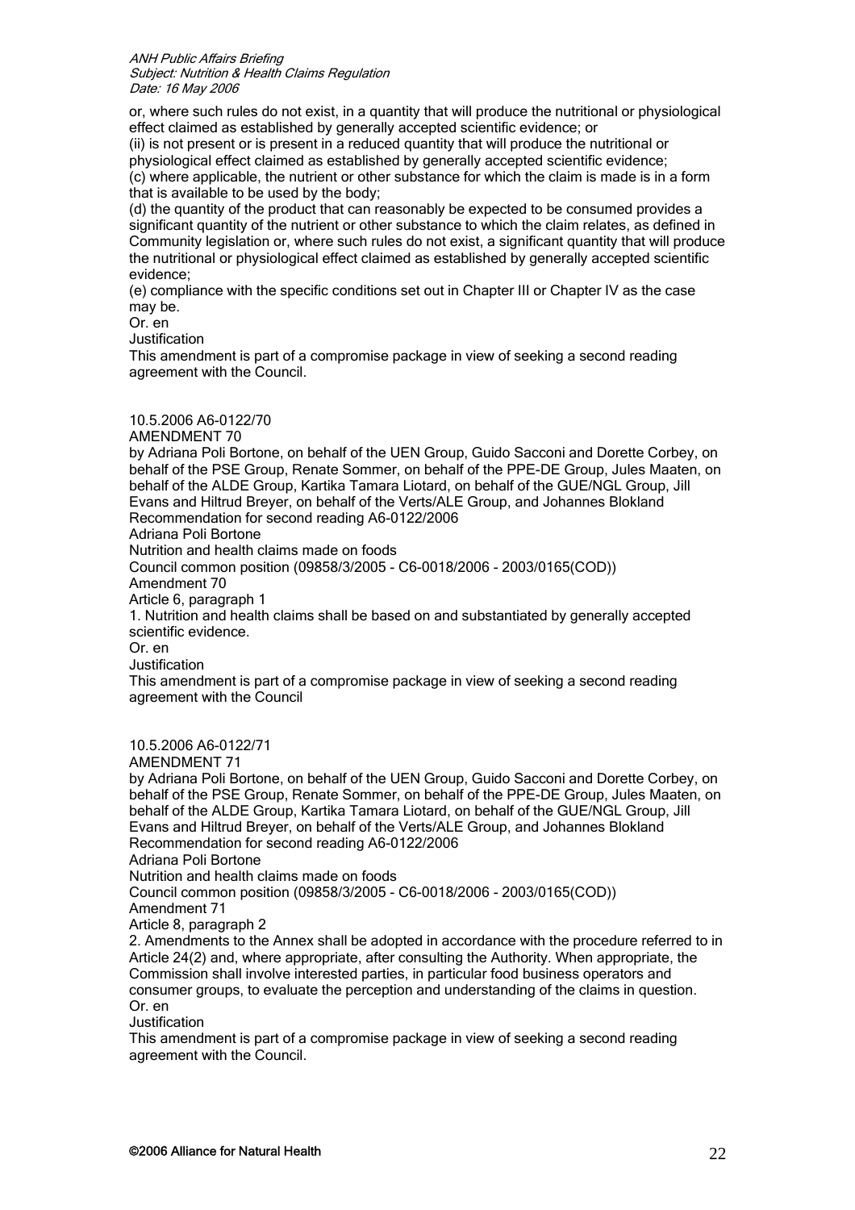or, where such rules do not exist, in a quantity that will produce the nutritional or physiological effect claimed as established by generally accepted scientific evidence; or

(ii) is not present or is present in a reduced quantity that will produce the nutritional or physiological effect claimed as established by generally accepted scientific evidence;

(c) where applicable, the nutrient or other substance for which the claim is made is in a form that is available to be used by the body;

(d) the quantity of the product that can reasonably be expected to be consumed provides a significant quantity of the nutrient or other substance to which the claim relates, as defined in Community legislation or, where such rules do not exist, a significant quantity that will produce the nutritional or physiological effect claimed as established by generally accepted scientific evidence;

(e) compliance with the specific conditions set out in Chapter III or Chapter IV as the case may be.

Or. en

Justification

This amendment is part of a compromise package in view of seeking a second reading agreement with the Council.

10.5.2006 A6-0122/70

AMENDMENT 70

by Adriana Poli Bortone, on behalf of the UEN Group, Guido Sacconi and Dorette Corbey, on behalf of the PSE Group, Renate Sommer, on behalf of the PPE-DE Group, Jules Maaten, on behalf of the ALDE Group, Kartika Tamara Liotard, on behalf of the GUE/NGL Group, Jill Evans and Hiltrud Breyer, on behalf of the Verts/ALE Group, and Johannes Blokland

Recommendation for second reading A6-0122/2006

Adriana Poli Bortone

Nutrition and health claims made on foods

Council common position (09858/3/2005 – C6-0018/2006 – 2003/0165(COD))

Amendment 70

Article 6, paragraph 1

1. Nutrition and health claims shall be based on and substantiated by generally accepted scientific evidence.

Or. en

Justification

This amendment is part of a compromise package in view of seeking a second reading agreement with the Council

10.5.2006 A6-0122/71

AMENDMENT 71

by Adriana Poli Bortone, on behalf of the UEN Group, Guido Sacconi and Dorette Corbey, on behalf of the PSE Group, Renate Sommer, on behalf of the PPE-DE Group, Jules Maaten, on behalf of the ALDE Group, Kartika Tamara Liotard, on behalf of the GUE/NGL Group, Jill Evans and Hiltrud Breyer, on behalf of the Verts/ALE Group, and Johannes Blokland

Recommendation for second reading A6-0122/2006

Adriana Poli Bortone

Nutrition and health claims made on foods

Council common position (09858/3/2005 – C6-0018/2006 – 2003/0165(COD))

Amendment 71

Article 8, paragraph 2

2. Amendments to the Annex shall be adopted in accordance with the procedure referred to in Article 24(2) and, where appropriate, after consulting the Authority. When appropriate, the Commission shall involve interested parties, in particular food business operators and consumer groups, to evaluate the perception and understanding of the claims in question.

Or. en

Justification

This amendment is part of a compromise package in view of seeking a second reading agreement with the Council.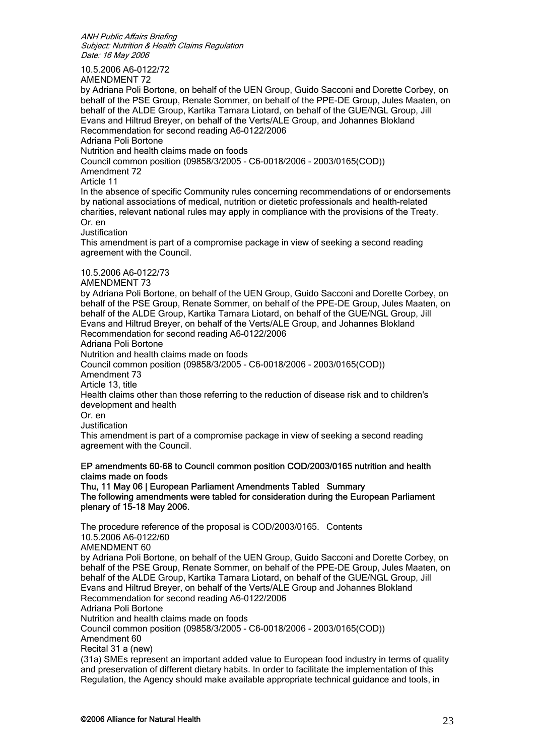10.5.2006 A6-0122/72

AMENDMENT 72

by Adriana Poli Bortone, on behalf of the UEN Group, Guido Sacconi and Dorette Corbey, on behalf of the PSE Group, Renate Sommer, on behalf of the PPE-DE Group, Jules Maaten, on behalf of the ALDE Group, Kartika Tamara Liotard, on behalf of the GUE/NGL Group, Jill Evans and Hiltrud Breyer, on behalf of the Verts/ALE Group, and Johannes Blokland

Recommendation for second reading A6-0122/2006

Adriana Poli Bortone

Nutrition and health claims made on foods

Council common position (09858/3/2005 – C6-0018/2006 – 2003/0165(COD))

Amendment 72

Article 11

In the absence of specific Community rules concerning recommendations of or endorsements by national associations of medical, nutrition or dietetic professionals and health-related charities, relevant national rules may apply in compliance with the provisions of the Treaty.

Or. en

Justification

This amendment is part of a compromise package in view of seeking a second reading agreement with the Council.

10.5.2006 A6-0122/73

AMENDMENT 73

by Adriana Poli Bortone, on behalf of the UEN Group, Guido Sacconi and Dorette Corbey, on behalf of the PSE Group, Renate Sommer, on behalf of the PPE-DE Group, Jules Maaten, on behalf of the ALDE Group, Kartika Tamara Liotard, on behalf of the GUE/NGL Group, Jill Evans and Hiltrud Breyer, on behalf of the Verts/ALE Group, and Johannes Blokland

Recommendation for second reading A6-0122/2006

Adriana Poli Bortone

Nutrition and health claims made on foods

Council common position (09858/3/2005 – C6-0018/2006 – 2003/0165(COD))

Amendment 73

Article 13, title

Health claims other than those referring to the reduction of disease risk and to children's development and health

Or. en

Justification

This amendment is part of a compromise package in view of seeking a second reading agreement with the Council.

**EP amendments 60-68 to Council common position COD/2003/0165 nutrition and health claims made on foods**

**Thu, 11 May 06 | European Parliament Amendments Tabled Summary**

**The following amendments were tabled for consideration during the European Parliament plenary of 15-18 May 2006.**

The procedure reference of the proposal is COD/2003/0165. Contents

10.5.2006 A6-0122/60

AMENDMENT 60

by Adriana Poli Bortone, on behalf of the UEN Group, Guido Sacconi and Dorette Corbey, on behalf of the PSE Group, Renate Sommer, on behalf of the PPE-DE Group, Jules Maaten, on behalf of the ALDE Group, Kartika Tamara Liotard, on behalf of the GUE/NGL Group, Jill Evans and Hiltrud Breyer, on behalf of the Verts/ALE Group and Johannes Blokland

Recommendation for second reading A6-0122/2006

Adriana Poli Bortone

Nutrition and health claims made on foods

Council common position (09858/3/2005 – C6-0018/2006 – 2003/0165(COD))

Amendment 60

Recital 31 a (new)

(31a) SMEs represent an important added value to European food industry in terms of quality and preservation of different dietary habits. In order to facilitate the implementation of this Regulation, the Agency should make available appropriate technical guidance and tools, in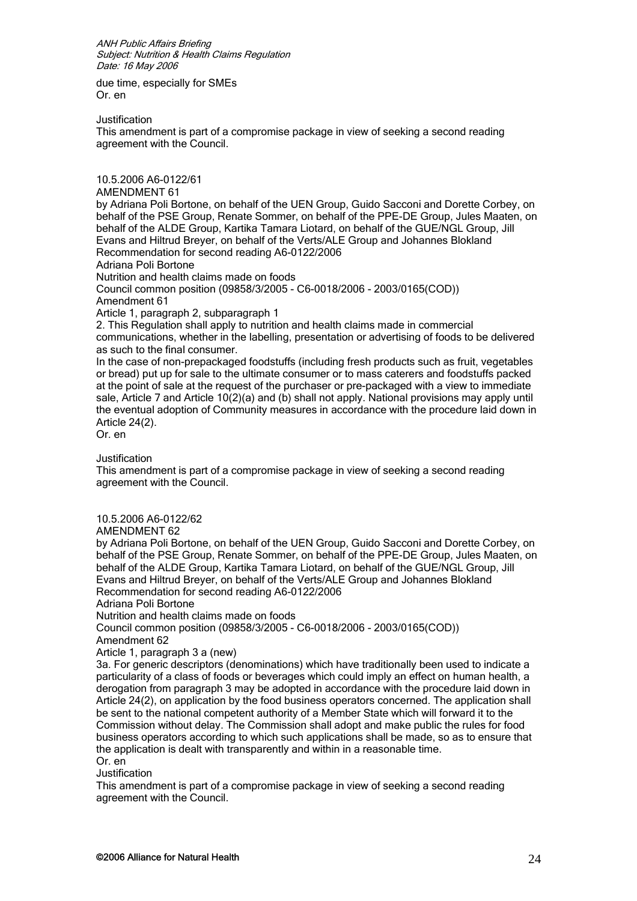due time, especially for SMEs
Or. en

Justification
This amendment is part of a compromise package in view of seeking a second reading agreement with the Council.

10.5.2006 A6-0122/61
AMENDMENT 61
by Adriana Poli Bortone, on behalf of the UEN Group, Guido Sacconi and Dorette Corbey, on behalf of the PSE Group, Renate Sommer, on behalf of the PPE-DE Group, Jules Maaten, on behalf of the ALDE Group, Kartika Tamara Liotard, on behalf of the GUE/NGL Group, Jill Evans and Hiltrud Breyer, on behalf of the Verts/ALE Group and Johannes Blokland
Recommendation for second reading A6-0122/2006
Adriana Poli Bortone
Nutrition and health claims made on foods
Council common position (09858/3/2005 - C6-0018/2006 - 2003/0165(COD))
Amendment 61
Article 1, paragraph 2, subparagraph 1
2. This Regulation shall apply to nutrition and health claims made in commercial communications, whether in the labelling, presentation or advertising of foods to be delivered as such to the final consumer.
In the case of non-prepackaged foodstuffs (including fresh products such as fruit, vegetables or bread) put up for sale to the ultimate consumer or to mass caterers and foodstuffs packed at the point of sale at the request of the purchaser or pre-packaged with a view to immediate sale, Article 7 and Article 10(2)(a) and (b) shall not apply. National provisions may apply until the eventual adoption of Community measures in accordance with the procedure laid down in Article 24(2).
Or. en

Justification
This amendment is part of a compromise package in view of seeking a second reading agreement with the Council.

10.5.2006 A6-0122/62
AMENDMENT 62
by Adriana Poli Bortone, on behalf of the UEN Group, Guido Sacconi and Dorette Corbey, on behalf of the PSE Group, Renate Sommer, on behalf of the PPE-DE Group, Jules Maaten, on behalf of the ALDE Group, Kartika Tamara Liotard, on behalf of the GUE/NGL Group, Jill Evans and Hiltrud Breyer, on behalf of the Verts/ALE Group and Johannes Blokland
Recommendation for second reading A6-0122/2006
Adriana Poli Bortone
Nutrition and health claims made on foods
Council common position (09858/3/2005 - C6-0018/2006 - 2003/0165(COD))
Amendment 62
Article 1, paragraph 3 a (new)
3a. For generic descriptors (denominations) which have traditionally been used to indicate a particularity of a class of foods or beverages which could imply an effect on human health, a derogation from paragraph 3 may be adopted in accordance with the procedure laid down in Article 24(2), on application by the food business operators concerned. The application shall be sent to the national competent authority of a Member State which will forward it to the Commission without delay. The Commission shall adopt and make public the rules for food business operators according to which such applications shall be made, so as to ensure that the application is dealt with transparently and within in a reasonable time.
Or. en
Justification
This amendment is part of a compromise package in view of seeking a second reading agreement with the Council.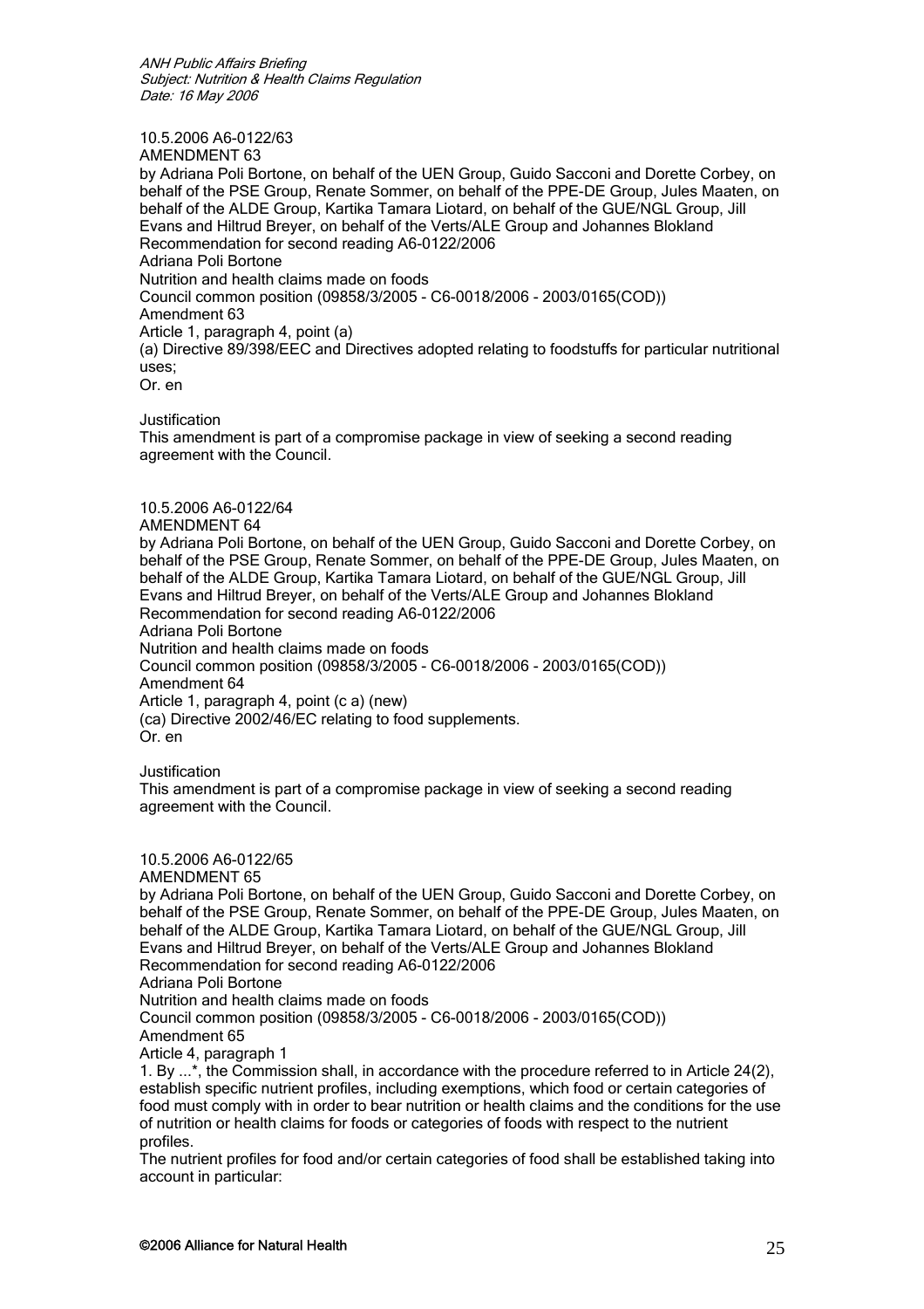10.5.2006 A6-0122/63

AMENDMENT 63

by Adriana Poli Bortone, on behalf of the UEN Group, Guido Sacconi and Dorette Corbey, on behalf of the PSE Group, Renate Sommer, on behalf of the PPE-DE Group, Jules Maaten, on behalf of the ALDE Group, Kartika Tamara Liotard, on behalf of the GUE/NGL Group, Jill Evans and Hiltrud Breyer, on behalf of the Verts/ALE Group and Johannes Blokland

Recommendation for second reading A6-0122/2006

Adriana Poli Bortone

Nutrition and health claims made on foods

Council common position (09858/3/2005 – C6-0018/2006 – 2003/0165(COD))

Amendment 63

Article 1, paragraph 4, point (a)

(a) Directive 89/398/EEC and Directives adopted relating to foodstuffs for particular nutritional uses;

Or. en

Justification

This amendment is part of a compromise package in view of seeking a second reading agreement with the Council.

10.5.2006 A6-0122/64

AMENDMENT 64

by Adriana Poli Bortone, on behalf of the UEN Group, Guido Sacconi and Dorette Corbey, on behalf of the PSE Group, Renate Sommer, on behalf of the PPE-DE Group, Jules Maaten, on behalf of the ALDE Group, Kartika Tamara Liotard, on behalf of the GUE/NGL Group, Jill Evans and Hiltrud Breyer, on behalf of the Verts/ALE Group and Johannes Blokland

Recommendation for second reading A6-0122/2006

Adriana Poli Bortone

Nutrition and health claims made on foods

Council common position (09858/3/2005 – C6-0018/2006 – 2003/0165(COD))

Amendment 64

Article 1, paragraph 4, point (c a) (new)

(ca) Directive 2002/46/EC relating to food supplements.

Or. en

Justification

This amendment is part of a compromise package in view of seeking a second reading agreement with the Council.

10.5.2006 A6-0122/65

AMENDMENT 65

by Adriana Poli Bortone, on behalf of the UEN Group, Guido Sacconi and Dorette Corbey, on behalf of the PSE Group, Renate Sommer, on behalf of the PPE-DE Group, Jules Maaten, on behalf of the ALDE Group, Kartika Tamara Liotard, on behalf of the GUE/NGL Group, Jill Evans and Hiltrud Breyer, on behalf of the Verts/ALE Group and Johannes Blokland

Recommendation for second reading A6-0122/2006

Adriana Poli Bortone

Nutrition and health claims made on foods

Council common position (09858/3/2005 – C6-0018/2006 – 2003/0165(COD))

Amendment 65

Article 4, paragraph 1

1. By ...*, the Commission shall, in accordance with the procedure referred to in Article 24(2), establish specific nutrient profiles, including exemptions, which food or certain categories of food must comply with in order to bear nutrition or health claims and the conditions for the use of nutrition or health claims for foods or categories of foods with respect to the nutrient profiles.

The nutrient profiles for food and/or certain categories of food shall be established taking into account in particular: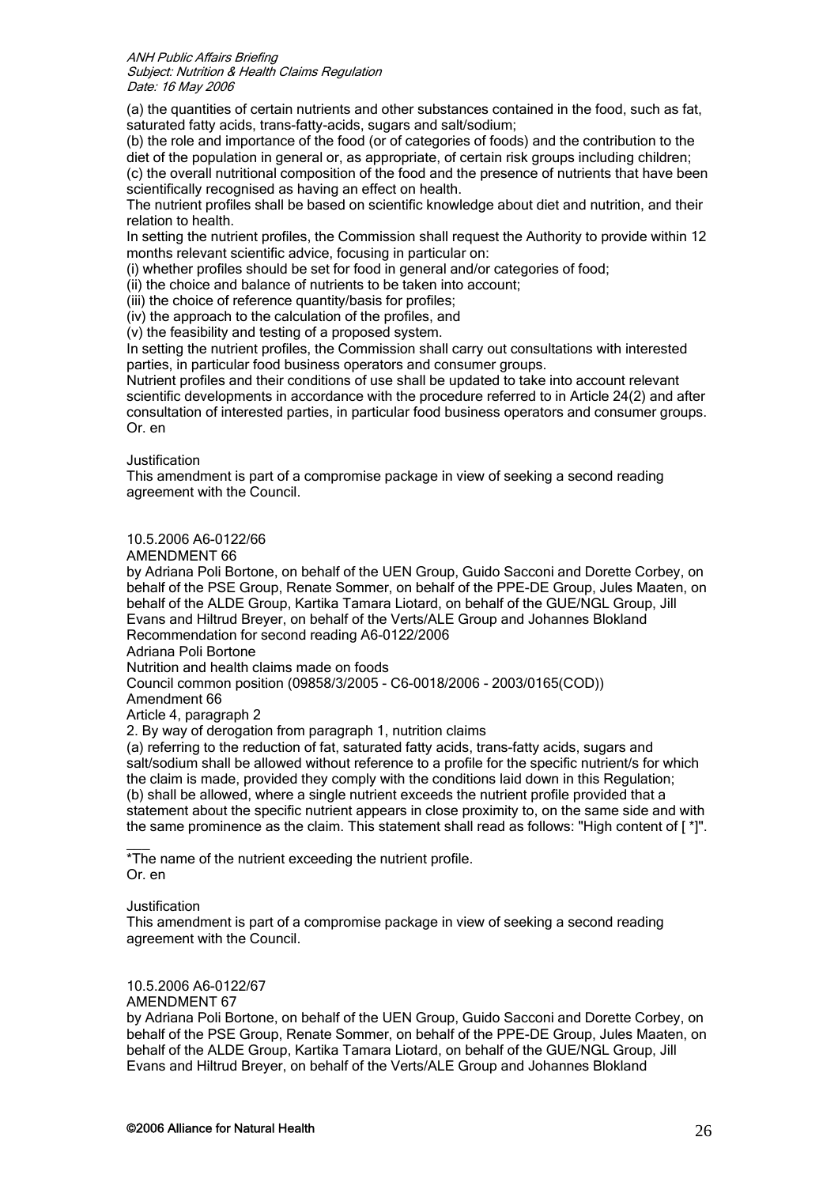(a) the quantities of certain nutrients and other substances contained in the food, such as fat, saturated fatty acids, trans-fatty-acids, sugars and salt/sodium;
(b) the role and importance of the food (or of categories of foods) and the contribution to the diet of the population in general or, as appropriate, of certain risk groups including children;
(c) the overall nutritional composition of the food and the presence of nutrients that have been scientifically recognised as having an effect on health.
The nutrient profiles shall be based on scientific knowledge about diet and nutrition, and their relation to health.
In setting the nutrient profiles, the Commission shall request the Authority to provide within 12 months relevant scientific advice, focusing in particular on:
(i) whether profiles should be set for food in general and/or categories of food;
(ii) the choice and balance of nutrients to be taken into account;
(iii) the choice of reference quantity/basis for profiles;
(iv) the approach to the calculation of the profiles, and
(v) the feasibility and testing of a proposed system.
In setting the nutrient profiles, the Commission shall carry out consultations with interested parties, in particular food business operators and consumer groups.
Nutrient profiles and their conditions of use shall be updated to take into account relevant scientific developments in accordance with the procedure referred to in Article 24(2) and after consultation of interested parties, in particular food business operators and consumer groups.
Or. en

Justification
This amendment is part of a compromise package in view of seeking a second reading agreement with the Council.

10.5.2006 A6-0122/66
AMENDMENT 66
by Adriana Poli Bortone, on behalf of the UEN Group, Guido Sacconi and Dorette Corbey, on behalf of the PSE Group, Renate Sommer, on behalf of the PPE-DE Group, Jules Maaten, on behalf of the ALDE Group, Kartika Tamara Liotard, on behalf of the GUE/NGL Group, Jill Evans and Hiltrud Breyer, on behalf of the Verts/ALE Group and Johannes Blokland
Recommendation for second reading A6-0122/2006
Adriana Poli Bortone
Nutrition and health claims made on foods
Council common position (09858/3/2005 – C6-0018/2006 – 2003/0165(COD))
Amendment 66
Article 4, paragraph 2
2. By way of derogation from paragraph 1, nutrition claims
(a) referring to the reduction of fat, saturated fatty acids, trans-fatty acids, sugars and salt/sodium shall be allowed without reference to a profile for the specific nutrient/s for which the claim is made, provided they comply with the conditions laid down in this Regulation;
(b) shall be allowed, where a single nutrient exceeds the nutrient profile provided that a statement about the specific nutrient appears in close proximity to, on the same side and with the same prominence as the claim. This statement shall read as follows: "High content of [ *]".

___
*The name of the nutrient exceeding the nutrient profile.
Or. en

Justification
This amendment is part of a compromise package in view of seeking a second reading agreement with the Council.

10.5.2006 A6-0122/67
AMENDMENT 67
by Adriana Poli Bortone, on behalf of the UEN Group, Guido Sacconi and Dorette Corbey, on behalf of the PSE Group, Renate Sommer, on behalf of the PPE-DE Group, Jules Maaten, on behalf of the ALDE Group, Kartika Tamara Liotard, on behalf of the GUE/NGL Group, Jill Evans and Hiltrud Breyer, on behalf of the Verts/ALE Group and Johannes Blokland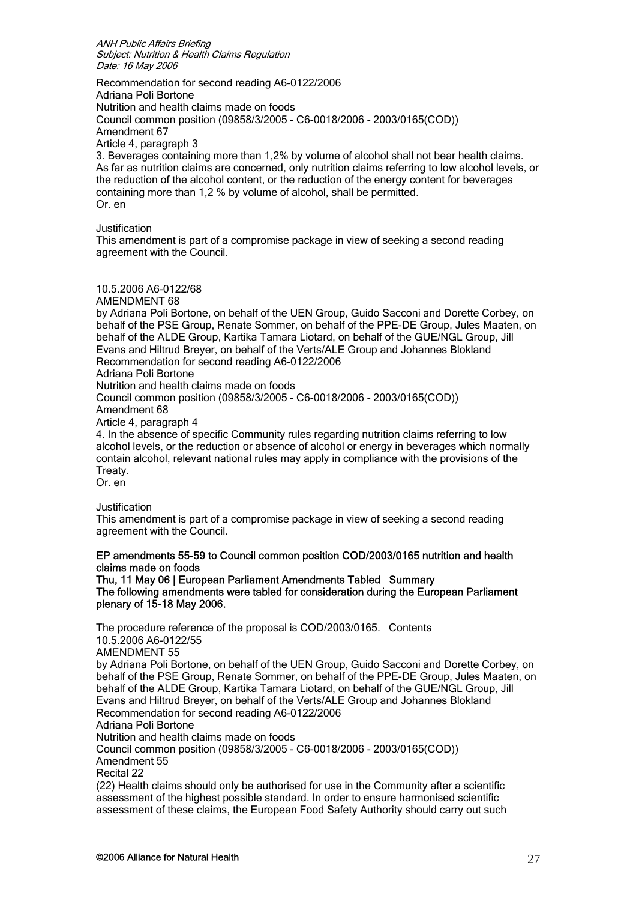Recommendation for second reading A6-0122/2006
Adriana Poli Bortone
Nutrition and health claims made on foods
Council common position (09858/3/2005 – C6-0018/2006 – 2003/0165(COD))
Amendment 67
Article 4, paragraph 3
3. Beverages containing more than 1,2% by volume of alcohol shall not bear health claims. As far as nutrition claims are concerned, only nutrition claims referring to low alcohol levels, or the reduction of the alcohol content, or the reduction of the energy content for beverages containing more than 1,2 % by volume of alcohol, shall be permitted.
Or. en

Justification
This amendment is part of a compromise package in view of seeking a second reading agreement with the Council.

10.5.2006 A6-0122/68
AMENDMENT 68
by Adriana Poli Bortone, on behalf of the UEN Group, Guido Sacconi and Dorette Corbey, on behalf of the PSE Group, Renate Sommer, on behalf of the PPE-DE Group, Jules Maaten, on behalf of the ALDE Group, Kartika Tamara Liotard, on behalf of the GUE/NGL Group, Jill Evans and Hiltrud Breyer, on behalf of the Verts/ALE Group and Johannes Blokland
Recommendation for second reading A6-0122/2006
Adriana Poli Bortone
Nutrition and health claims made on foods
Council common position (09858/3/2005 – C6-0018/2006 – 2003/0165(COD))
Amendment 68
Article 4, paragraph 4
4. In the absence of specific Community rules regarding nutrition claims referring to low alcohol levels, or the reduction or absence of alcohol or energy in beverages which normally contain alcohol, relevant national rules may apply in compliance with the provisions of the Treaty.
Or. en

Justification
This amendment is part of a compromise package in view of seeking a second reading agreement with the Council.

**EP amendments 55-59 to Council common position COD/2003/0165 nutrition and health claims made on foods**
**Thu, 11 May 06 | European Parliament Amendments Tabled Summary**
**The following amendments were tabled for consideration during the European Parliament plenary of 15-18 May 2006.**

The procedure reference of the proposal is COD/2003/0165. Contents
10.5.2006 A6-0122/55
AMENDMENT 55
by Adriana Poli Bortone, on behalf of the UEN Group, Guido Sacconi and Dorette Corbey, on behalf of the PSE Group, Renate Sommer, on behalf of the PPE-DE Group, Jules Maaten, on behalf of the ALDE Group, Kartika Tamara Liotard, on behalf of the GUE/NGL Group, Jill Evans and Hiltrud Breyer, on behalf of the Verts/ALE Group and Johannes Blokland
Recommendation for second reading A6-0122/2006
Adriana Poli Bortone
Nutrition and health claims made on foods
Council common position (09858/3/2005 – C6-0018/2006 – 2003/0165(COD))
Amendment 55
Recital 22
(22) Health claims should only be authorised for use in the Community after a scientific assessment of the highest possible standard. In order to ensure harmonised scientific assessment of these claims, the European Food Safety Authority should carry out such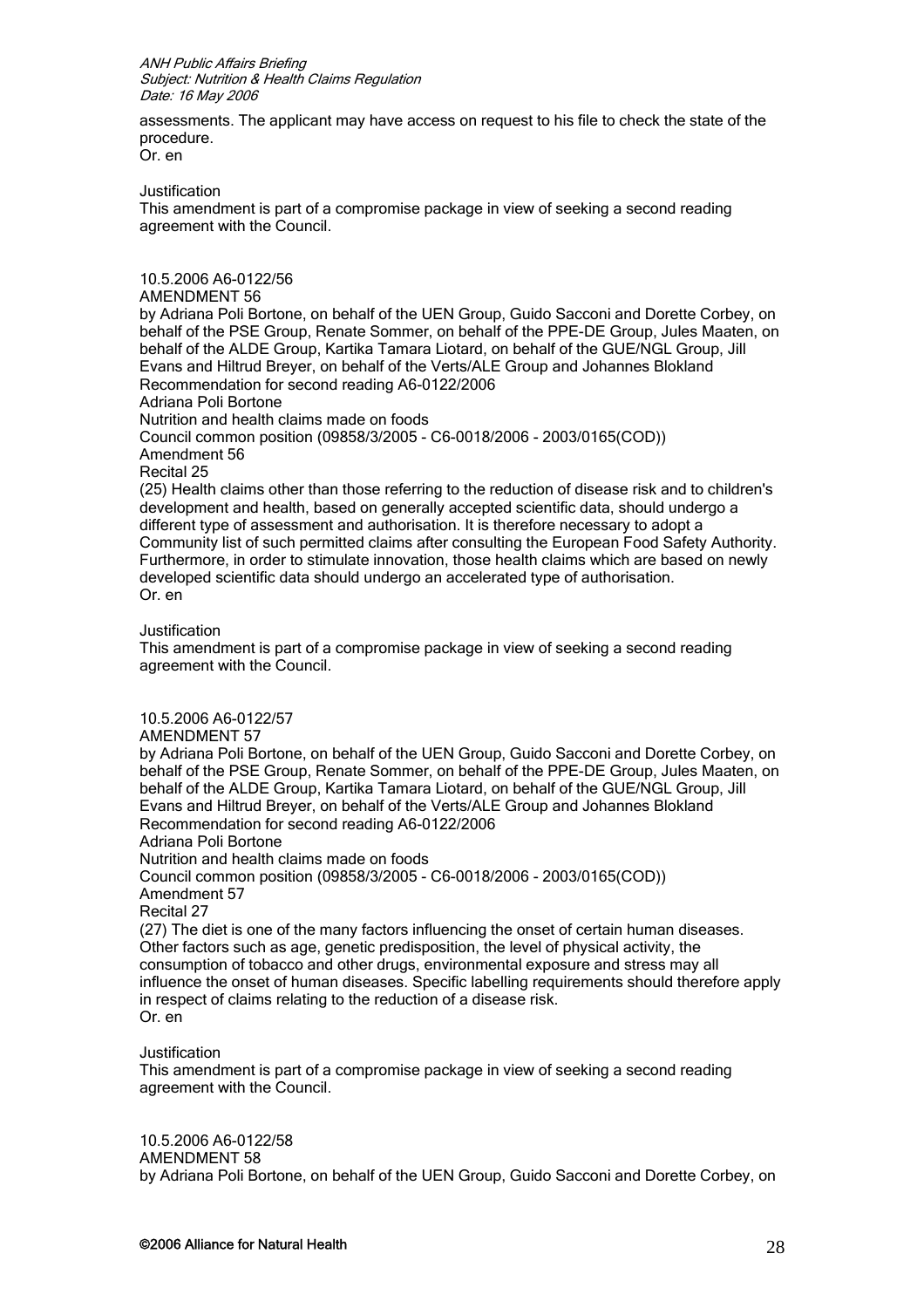assessments. The applicant may have access on request to his file to check the state of the procedure.
Or. en

Justification
This amendment is part of a compromise package in view of seeking a second reading agreement with the Council.

10.5.2006 A6-0122/56
AMENDMENT 56
by Adriana Poli Bortone, on behalf of the UEN Group, Guido Sacconi and Dorette Corbey, on behalf of the PSE Group, Renate Sommer, on behalf of the PPE-DE Group, Jules Maaten, on behalf of the ALDE Group, Kartika Tamara Liotard, on behalf of the GUE/NGL Group, Jill Evans and Hiltrud Breyer, on behalf of the Verts/ALE Group and Johannes Blokland
Recommendation for second reading A6-0122/2006
Adriana Poli Bortone
Nutrition and health claims made on foods
Council common position (09858/3/2005 – C6-0018/2006 – 2003/0165(COD))
Amendment 56
Recital 25
(25) Health claims other than those referring to the reduction of disease risk and to children's development and health, based on generally accepted scientific data, should undergo a different type of assessment and authorisation. It is therefore necessary to adopt a Community list of such permitted claims after consulting the European Food Safety Authority. Furthermore, in order to stimulate innovation, those health claims which are based on newly developed scientific data should undergo an accelerated type of authorisation.
Or. en

Justification
This amendment is part of a compromise package in view of seeking a second reading agreement with the Council.

10.5.2006 A6-0122/57
AMENDMENT 57
by Adriana Poli Bortone, on behalf of the UEN Group, Guido Sacconi and Dorette Corbey, on behalf of the PSE Group, Renate Sommer, on behalf of the PPE-DE Group, Jules Maaten, on behalf of the ALDE Group, Kartika Tamara Liotard, on behalf of the GUE/NGL Group, Jill Evans and Hiltrud Breyer, on behalf of the Verts/ALE Group and Johannes Blokland
Recommendation for second reading A6-0122/2006
Adriana Poli Bortone
Nutrition and health claims made on foods
Council common position (09858/3/2005 – C6-0018/2006 – 2003/0165(COD))
Amendment 57
Recital 27
(27) The diet is one of the many factors influencing the onset of certain human diseases. Other factors such as age, genetic predisposition, the level of physical activity, the consumption of tobacco and other drugs, environmental exposure and stress may all influence the onset of human diseases. Specific labelling requirements should therefore apply in respect of claims relating to the reduction of a disease risk.
Or. en

Justification
This amendment is part of a compromise package in view of seeking a second reading agreement with the Council.

10.5.2006 A6-0122/58
AMENDMENT 58
by Adriana Poli Bortone, on behalf of the UEN Group, Guido Sacconi and Dorette Corbey, on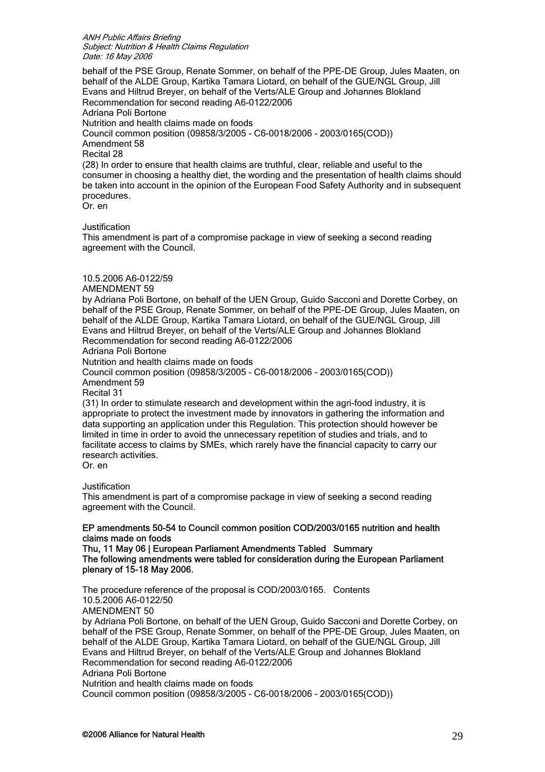behalf of the PSE Group, Renate Sommer, on behalf of the PPE-DE Group, Jules Maaten, on behalf of the ALDE Group, Kartika Tamara Liotard, on behalf of the GUE/NGL Group, Jill Evans and Hiltrud Breyer, on behalf of the Verts/ALE Group and Johannes Blokland
Recommendation for second reading A6-0122/2006
Adriana Poli Bortone
Nutrition and health claims made on foods
Council common position (09858/3/2005 – C6-0018/2006 – 2003/0165(COD))
Amendment 58
Recital 28
(28) In order to ensure that health claims are truthful, clear, reliable and useful to the consumer in choosing a healthy diet, the wording and the presentation of health claims should be taken into account in the opinion of the European Food Safety Authority and in subsequent procedures.
Or. en

Justification
This amendment is part of a compromise package in view of seeking a second reading agreement with the Council.

10.5.2006 A6-0122/59
AMENDMENT 59
by Adriana Poli Bortone, on behalf of the UEN Group, Guido Sacconi and Dorette Corbey, on behalf of the PSE Group, Renate Sommer, on behalf of the PPE-DE Group, Jules Maaten, on behalf of the ALDE Group, Kartika Tamara Liotard, on behalf of the GUE/NGL Group, Jill Evans and Hiltrud Breyer, on behalf of the Verts/ALE Group and Johannes Blokland
Recommendation for second reading A6-0122/2006
Adriana Poli Bortone
Nutrition and health claims made on foods
Council common position (09858/3/2005 – C6-0018/2006 – 2003/0165(COD))
Amendment 59
Recital 31
(31) In order to stimulate research and development within the agri-food industry, it is appropriate to protect the investment made by innovators in gathering the information and data supporting an application under this Regulation. This protection should however be limited in time in order to avoid the unnecessary repetition of studies and trials, and to facilitate access to claims by SMEs, which rarely have the financial capacity to carry our research activities.
Or. en

Justification
This amendment is part of a compromise package in view of seeking a second reading agreement with the Council.

**EP amendments 50-54 to Council common position COD/2003/0165 nutrition and health claims made on foods**
**Thu, 11 May 06 | European Parliament Amendments Tabled Summary**
**The following amendments were tabled for consideration during the European Parliament plenary of 15-18 May 2006.**

The procedure reference of the proposal is COD/2003/0165. Contents
10.5.2006 A6-0122/50
AMENDMENT 50
by Adriana Poli Bortone, on behalf of the UEN Group, Guido Sacconi and Dorette Corbey, on behalf of the PSE Group, Renate Sommer, on behalf of the PPE-DE Group, Jules Maaten, on behalf of the ALDE Group, Kartika Tamara Liotard, on behalf of the GUE/NGL Group, Jill Evans and Hiltrud Breyer, on behalf of the Verts/ALE Group and Johannes Blokland
Recommendation for second reading A6-0122/2006
Adriana Poli Bortone
Nutrition and health claims made on foods
Council common position (09858/3/2005 – C6-0018/2006 – 2003/0165(COD))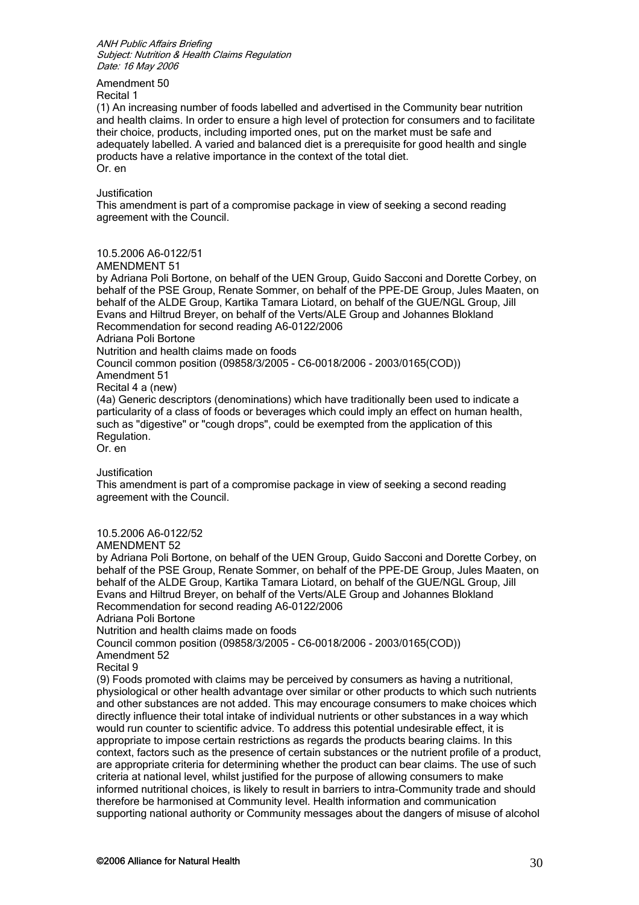Amendment 50
Recital 1

(1) An increasing number of foods labelled and advertised in the Community bear nutrition and health claims. In order to ensure a high level of protection for consumers and to facilitate their choice, products, including imported ones, put on the market must be safe and adequately labelled. A varied and balanced diet is a prerequisite for good health and single products have a relative importance in the context of the total diet.
Or. en

Justification
This amendment is part of a compromise package in view of seeking a second reading agreement with the Council.

10.5.2006 A6-0122/51
AMENDMENT 51
by Adriana Poli Bortone, on behalf of the UEN Group, Guido Sacconi and Dorette Corbey, on behalf of the PSE Group, Renate Sommer, on behalf of the PPE-DE Group, Jules Maaten, on behalf of the ALDE Group, Kartika Tamara Liotard, on behalf of the GUE/NGL Group, Jill Evans and Hiltrud Breyer, on behalf of the Verts/ALE Group and Johannes Blokland
Recommendation for second reading A6-0122/2006
Adriana Poli Bortone
Nutrition and health claims made on foods
Council common position (09858/3/2005 – C6-0018/2006 – 2003/0165(COD))
Amendment 51
Recital 4 a (new)

(4a) Generic descriptors (denominations) which have traditionally been used to indicate a particularity of a class of foods or beverages which could imply an effect on human health, such as "digestive" or "cough drops", could be exempted from the application of this Regulation.
Or. en

Justification
This amendment is part of a compromise package in view of seeking a second reading agreement with the Council.

10.5.2006 A6-0122/52
AMENDMENT 52
by Adriana Poli Bortone, on behalf of the UEN Group, Guido Sacconi and Dorette Corbey, on behalf of the PSE Group, Renate Sommer, on behalf of the PPE-DE Group, Jules Maaten, on behalf of the ALDE Group, Kartika Tamara Liotard, on behalf of the GUE/NGL Group, Jill Evans and Hiltrud Breyer, on behalf of the Verts/ALE Group and Johannes Blokland
Recommendation for second reading A6-0122/2006
Adriana Poli Bortone
Nutrition and health claims made on foods
Council common position (09858/3/2005 – C6-0018/2006 – 2003/0165(COD))
Amendment 52
Recital 9

(9) Foods promoted with claims may be perceived by consumers as having a nutritional, physiological or other health advantage over similar or other products to which such nutrients and other substances are not added. This may encourage consumers to make choices which directly influence their total intake of individual nutrients or other substances in a way which would run counter to scientific advice. To address this potential undesirable effect, it is appropriate to impose certain restrictions as regards the products bearing claims. In this context, factors such as the presence of certain substances or the nutrient profile of a product, are appropriate criteria for determining whether the product can bear claims. The use of such criteria at national level, whilst justified for the purpose of allowing consumers to make informed nutritional choices, is likely to result in barriers to intra-Community trade and should therefore be harmonised at Community level. Health information and communication supporting national authority or Community messages about the dangers of misuse of alcohol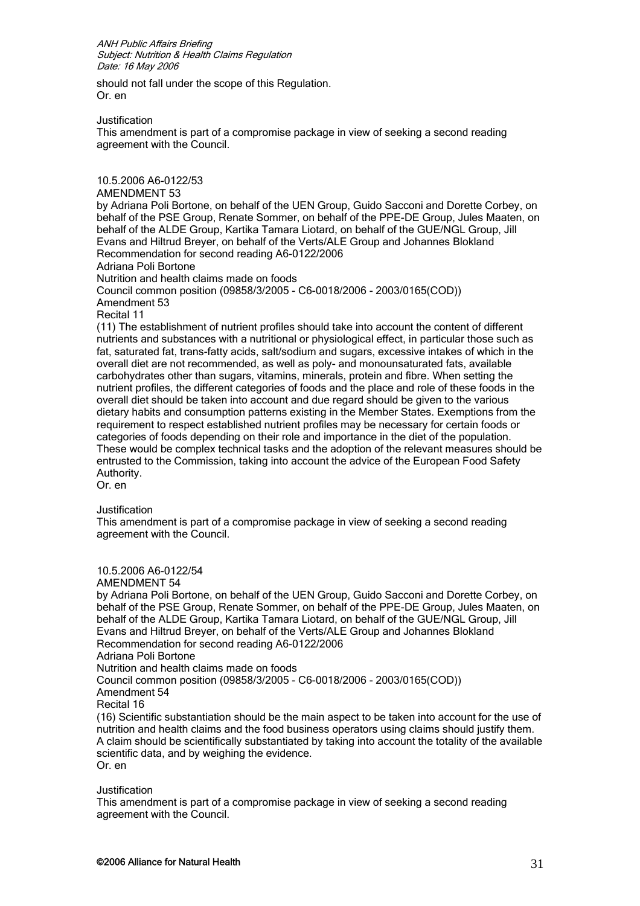should not fall under the scope of this Regulation.
Or. en

Justification
This amendment is part of a compromise package in view of seeking a second reading agreement with the Council.

10.5.2006 A6-0122/53
AMENDMENT 53
by Adriana Poli Bortone, on behalf of the UEN Group, Guido Sacconi and Dorette Corbey, on behalf of the PSE Group, Renate Sommer, on behalf of the PPE-DE Group, Jules Maaten, on behalf of the ALDE Group, Kartika Tamara Liotard, on behalf of the GUE/NGL Group, Jill Evans and Hiltrud Breyer, on behalf of the Verts/ALE Group and Johannes Blokland
Recommendation for second reading A6-0122/2006
Adriana Poli Bortone
Nutrition and health claims made on foods
Council common position (09858/3/2005 – C6-0018/2006 – 2003/0165(COD))
Amendment 53
Recital 11
(11) The establishment of nutrient profiles should take into account the content of different nutrients and substances with a nutritional or physiological effect, in particular those such as fat, saturated fat, trans-fatty acids, salt/sodium and sugars, excessive intakes of which in the overall diet are not recommended, as well as poly- and monounsaturated fats, available carbohydrates other than sugars, vitamins, minerals, protein and fibre. When setting the nutrient profiles, the different categories of foods and the place and role of these foods in the overall diet should be taken into account and due regard should be given to the various dietary habits and consumption patterns existing in the Member States. Exemptions from the requirement to respect established nutrient profiles may be necessary for certain foods or categories of foods depending on their role and importance in the diet of the population. These would be complex technical tasks and the adoption of the relevant measures should be entrusted to the Commission, taking into account the advice of the European Food Safety Authority.
Or. en

Justification
This amendment is part of a compromise package in view of seeking a second reading agreement with the Council.

10.5.2006 A6-0122/54
AMENDMENT 54
by Adriana Poli Bortone, on behalf of the UEN Group, Guido Sacconi and Dorette Corbey, on behalf of the PSE Group, Renate Sommer, on behalf of the PPE-DE Group, Jules Maaten, on behalf of the ALDE Group, Kartika Tamara Liotard, on behalf of the GUE/NGL Group, Jill Evans and Hiltrud Breyer, on behalf of the Verts/ALE Group and Johannes Blokland
Recommendation for second reading A6-0122/2006
Adriana Poli Bortone
Nutrition and health claims made on foods
Council common position (09858/3/2005 – C6-0018/2006 – 2003/0165(COD))
Amendment 54
Recital 16
(16) Scientific substantiation should be the main aspect to be taken into account for the use of nutrition and health claims and the food business operators using claims should justify them. A claim should be scientifically substantiated by taking into account the totality of the available scientific data, and by weighing the evidence.
Or. en

Justification
This amendment is part of a compromise package in view of seeking a second reading agreement with the Council.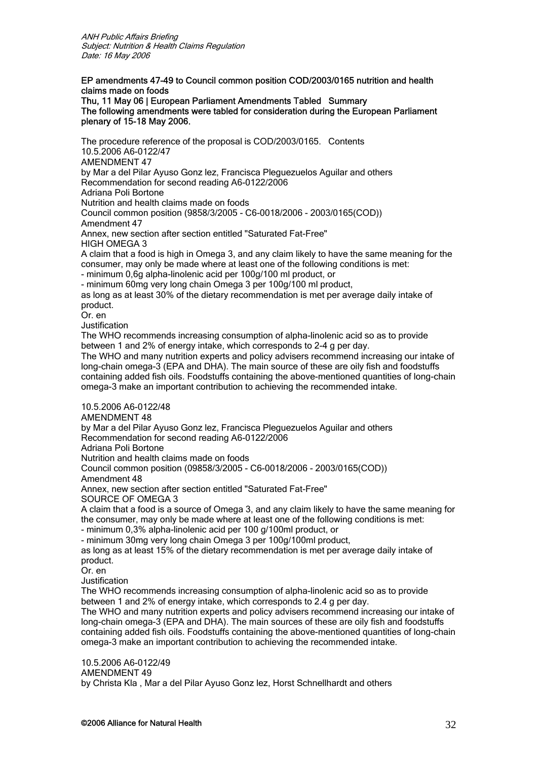*ANH Public Affairs Briefing*
*Subject: Nutrition & Health Claims Regulation*
*Date: 16 May 2006*

**EP amendments 47-49 to Council common position COD/2003/0165 nutrition and health claims made on foods**
**Thu, 11 May 06 | European Parliament Amendments Tabled Summary**
**The following amendments were tabled for consideration during the European Parliament plenary of 15-18 May 2006.**

The procedure reference of the proposal is COD/2003/0165. Contents
10.5.2006 A6-0122/47
AMENDMENT 47
by Mar a del Pilar Ayuso Gonz lez, Francisca Pleguezuelos Aguilar and others
Recommendation for second reading A6-0122/2006
Adriana Poli Bortone
Nutrition and health claims made on foods
Council common position (9858/3/2005 – C6-0018/2006 – 2003/0165(COD))
Amendment 47
Annex, new section after section entitled "Saturated Fat-Free"
HIGH OMEGA 3
A claim that a food is high in Omega 3, and any claim likely to have the same meaning for the consumer, may only be made where at least one of the following conditions is met:
- minimum 0,6g alpha-linolenic acid per 100g/100 ml product, or
- minimum 60mg very long chain Omega 3 per 100g/100 ml product,

as long as at least 30% of the dietary recommendation is met per average daily intake of product.
Or. en
Justification
The WHO recommends increasing consumption of alpha-linolenic acid so as to provide between 1 and 2% of energy intake, which corresponds to 2-4 g per day.
The WHO and many nutrition experts and policy advisers recommend increasing our intake of long-chain omega-3 (EPA and DHA). The main source of these are oily fish and foodstuffs containing added fish oils. Foodstuffs containing the above-mentioned quantities of long-chain omega-3 make an important contribution to achieving the recommended intake.

10.5.2006 A6-0122/48
AMENDMENT 48
by Mar a del Pilar Ayuso Gonz lez, Francisca Pleguezuelos Aguilar and others
Recommendation for second reading A6-0122/2006
Adriana Poli Bortone
Nutrition and health claims made on foods
Council common position (09858/3/2005 – C6-0018/2006 – 2003/0165(COD))
Amendment 48
Annex, new section after section entitled "Saturated Fat-Free"
SOURCE OF OMEGA 3
A claim that a food is a source of Omega 3, and any claim likely to have the same meaning for the consumer, may only be made where at least one of the following conditions is met:
- minimum 0,3% alpha-linolenic acid per 100 g/100ml product, or
- minimum 30mg very long chain Omega 3 per 100g/100ml product,

as long as at least 15% of the dietary recommendation is met per average daily intake of product.
Or. en
Justification
The WHO recommends increasing consumption of alpha-linolenic acid so as to provide between 1 and 2% of energy intake, which corresponds to 2.4 g per day.
The WHO and many nutrition experts and policy advisers recommend increasing our intake of long-chain omega-3 (EPA and DHA). The main sources of these are oily fish and foodstuffs containing added fish oils. Foodstuffs containing the above-mentioned quantities of long-chain omega-3 make an important contribution to achieving the recommended intake.

10.5.2006 A6-0122/49
AMENDMENT 49
by Christa Kla , Mar a del Pilar Ayuso Gonz lez, Horst Schnellhardt and others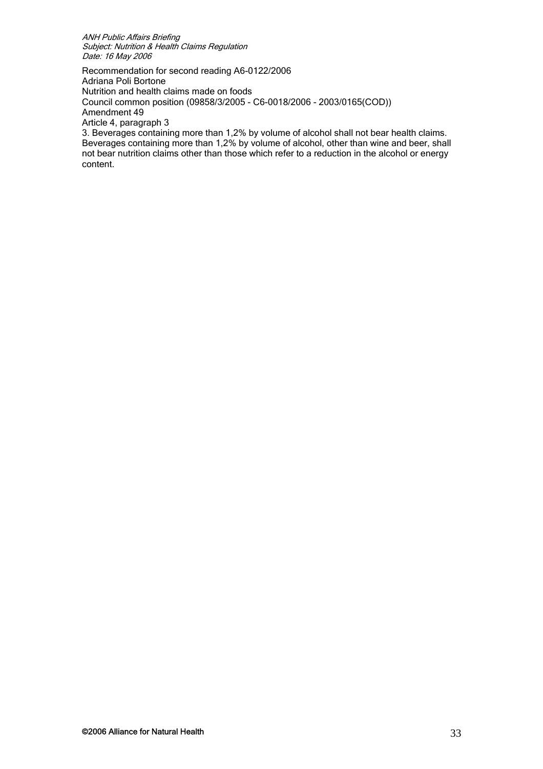Recommendation for second reading A6-0122/2006
Adriana Poli Bortone
Nutrition and health claims made on foods
Council common position (09858/3/2005 – C6-0018/2006 – 2003/0165(COD))
Amendment 49
Article 4, paragraph 3
3. Beverages containing more than 1,2% by volume of alcohol shall not bear health claims. Beverages containing more than 1,2% by volume of alcohol, other than wine and beer, shall not bear nutrition claims other than those which refer to a reduction in the alcohol or energy content.